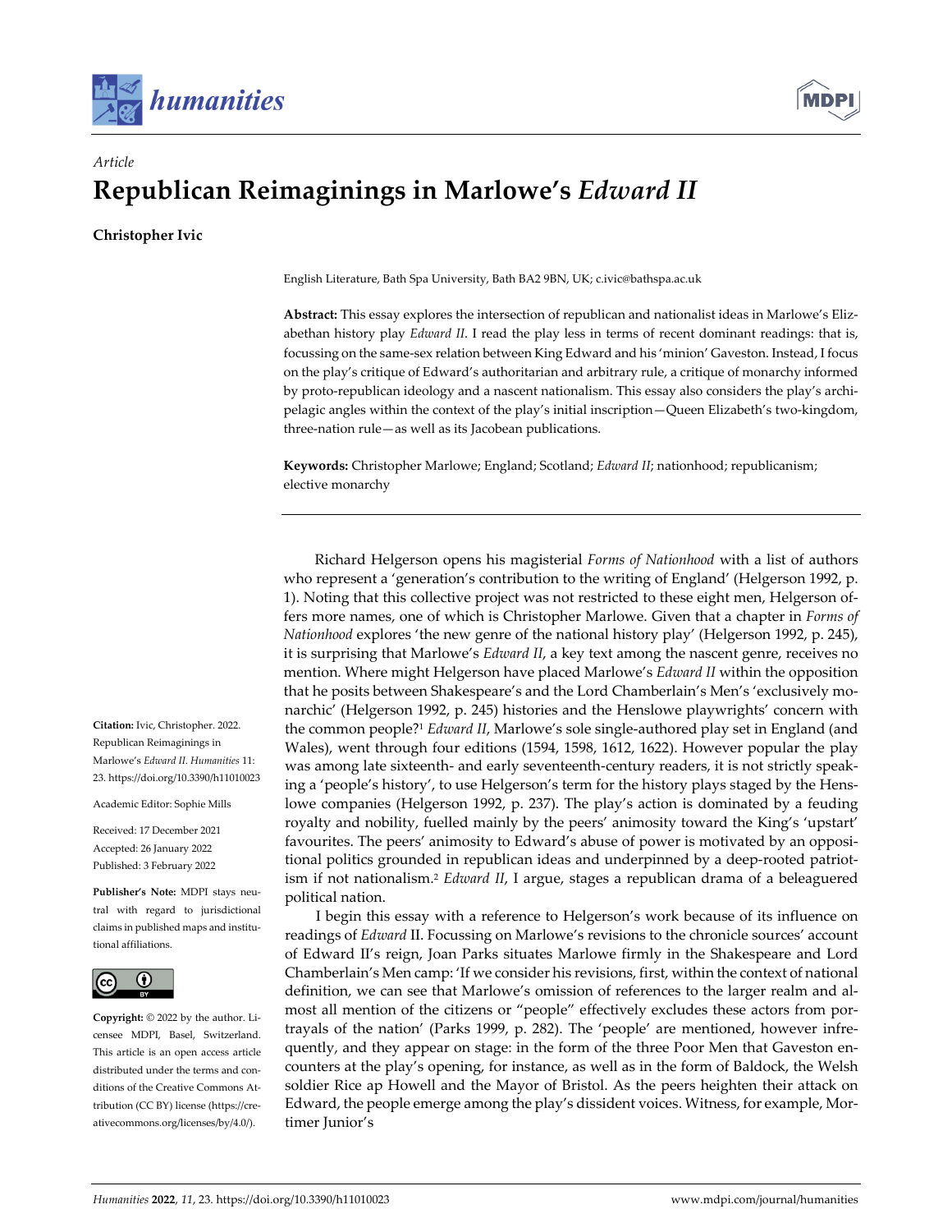*Article*

# Republican Reimaginings in Marlowe's *Edward II*

**Christopher Ivic**

English Literature, Bath Spa University, Bath BA2 9BN, UK; c.ivic@bathspa.ac.uk

**Abstract:** This essay explores the intersection of republican and nationalist ideas in Marlowe's Elizabethan history play *Edward II*. I read the play less in terms of recent dominant readings: that is, focussing on the same-sex relation between King Edward and his 'minion' Gaveston. Instead, I focus on the play's critique of Edward's authoritarian and arbitrary rule, a critique of monarchy informed by proto-republican ideology and a nascent nationalism. This essay also considers the play's archipelagic angles within the context of the play's initial inscription—Queen Elizabeth's two-kingdom, three-nation rule—as well as its Jacobean publications.

**Keywords:** Christopher Marlowe; England; Scotland; *Edward II*; nationhood; republicanism; elective monarchy

**Citation:** Ivic, Christopher. 2022. Republican Reimaginings in Marlowe's *Edward II*. *Humanities* 11: 23. https://doi.org/10.3390/h11010023

Academic Editor: Sophie Mills

Received: 17 December 2021
Accepted: 26 January 2022
Published: 3 February 2022

**Publisher's Note:** MDPI stays neutral with regard to jurisdictional claims in published maps and institutional affiliations.

**Copyright:** © 2022 by the author. Licensee MDPI, Basel, Switzerland. This article is an open access article distributed under the terms and conditions of the Creative Commons Attribution (CC BY) license (https://creativecommons.org/licenses/by/4.0/).

Richard Helgerson opens his magisterial *Forms of Nationhood* with a list of authors who represent a 'generation's contribution to the writing of England' (Helgerson 1992, p. 1). Noting that this collective project was not restricted to these eight men, Helgerson offers more names, one of which is Christopher Marlowe. Given that a chapter in *Forms of Nationhood* explores 'the new genre of the national history play' (Helgerson 1992, p. 245), it is surprising that Marlowe's *Edward II*, a key text among the nascent genre, receives no mention. Where might Helgerson have placed Marlowe's *Edward II* within the opposition that he posits between Shakespeare's and the Lord Chamberlain's Men's 'exclusively monarchic' (Helgerson 1992, p. 245) histories and the Henslowe playwrights' concern with the common people?[1] *Edward II*, Marlowe's sole single-authored play set in England (and Wales), went through four editions (1594, 1598, 1612, 1622). However popular the play was among late sixteenth- and early seventeenth-century readers, it is not strictly speaking a 'people's history', to use Helgerson's term for the history plays staged by the Henslowe companies (Helgerson 1992, p. 237). The play's action is dominated by a feuding royalty and nobility, fuelled mainly by the peers' animosity toward the King's 'upstart' favourites. The peers' animosity to Edward's abuse of power is motivated by an oppositional politics grounded in republican ideas and underpinned by a deep-rooted patriotism if not nationalism.[2] *Edward II*, I argue, stages a republican drama of a beleaguered political nation.

I begin this essay with a reference to Helgerson's work because of its influence on readings of *Edward* II. Focussing on Marlowe's revisions to the chronicle sources' account of Edward II's reign, Joan Parks situates Marlowe firmly in the Shakespeare and Lord Chamberlain's Men camp: 'If we consider his revisions, first, within the context of national definition, we can see that Marlowe's omission of references to the larger realm and almost all mention of the citizens or "people" effectively excludes these actors from portrayals of the nation' (Parks 1999, p. 282). The 'people' are mentioned, however infrequently, and they appear on stage: in the form of the three Poor Men that Gaveston encounters at the play's opening, for instance, as well as in the form of Baldock, the Welsh soldier Rice ap Howell and the Mayor of Bristol. As the peers heighten their attack on Edward, the people emerge among the play's dissident voices. Witness, for example, Mortimer Junior's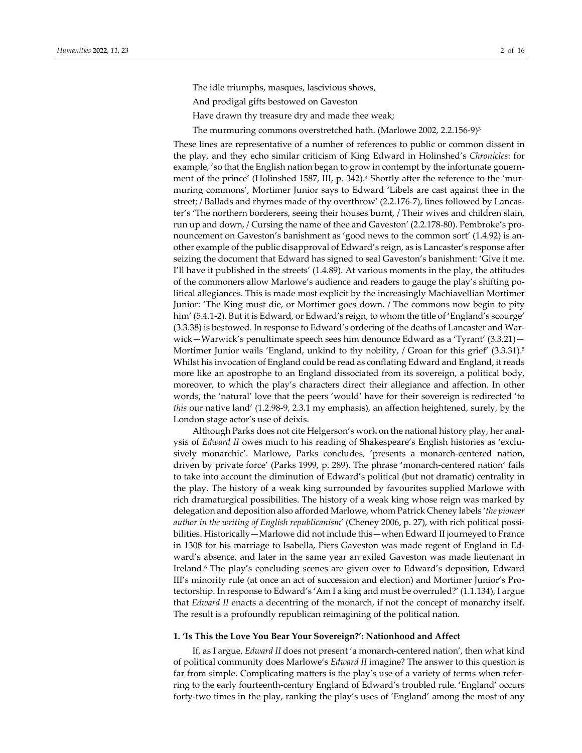The idle triumphs, masques, lascivious shows,

And prodigal gifts bestowed on Gaveston

Have drawn thy treasure dry and made thee weak;

The murmuring commons overstretched hath. (Marlowe 2002, 2.2.156-9)[3]

These lines are representative of a number of references to public or common dissent in the play, and they echo similar criticism of King Edward in Holinshed's *Chronicles*: for example, 'so that the English nation began to grow in contempt by the infortunate gouernment of the prince' (Holinshed 1587, III, p. 342).[4] Shortly after the reference to the 'murmuring commons', Mortimer Junior says to Edward 'Libels are cast against thee in the street; / Ballads and rhymes made of thy overthrow' (2.2.176-7), lines followed by Lancaster's 'The northern borderers, seeing their houses burnt, / Their wives and children slain, run up and down, / Cursing the name of thee and Gaveston' (2.2.178-80). Pembroke's pronouncement on Gaveston's banishment as 'good news to the common sort' (1.4.92) is another example of the public disapproval of Edward's reign, as is Lancaster's response after seizing the document that Edward has signed to seal Gaveston's banishment: 'Give it me. I'll have it published in the streets' (1.4.89). At various moments in the play, the attitudes of the commoners allow Marlowe's audience and readers to gauge the play's shifting political allegiances. This is made most explicit by the increasingly Machiavellian Mortimer Junior: 'The King must die, or Mortimer goes down. / The commons now begin to pity him' (5.4.1-2). But it is Edward, or Edward's reign, to whom the title of 'England's scourge' (3.3.38) is bestowed. In response to Edward's ordering of the deaths of Lancaster and Warwick—Warwick's penultimate speech sees him denounce Edward as a 'Tyrant' (3.3.21)—Mortimer Junior wails 'England, unkind to thy nobility, / Groan for this grief' (3.3.31).[5] Whilst his invocation of England could be read as conflating Edward and England, it reads more like an apostrophe to an England dissociated from its sovereign, a political body, moreover, to which the play's characters direct their allegiance and affection. In other words, the 'natural' love that the peers 'would' have for their sovereign is redirected 'to *this* our native land' (1.2.98-9, 2.3.1 my emphasis), an affection heightened, surely, by the London stage actor's use of deixis.

Although Parks does not cite Helgerson's work on the national history play, her analysis of *Edward II* owes much to his reading of Shakespeare's English histories as 'exclusively monarchic'. Marlowe, Parks concludes, 'presents a monarch-centered nation, driven by private force' (Parks 1999, p. 289). The phrase 'monarch-centered nation' fails to take into account the diminution of Edward's political (but not dramatic) centrality in the play. The history of a weak king surrounded by favourites supplied Marlowe with rich dramaturgical possibilities. The history of a weak king whose reign was marked by delegation and deposition also afforded Marlowe, whom Patrick Cheney labels '*the pioneer author in the writing of English republicanism*' (Cheney 2006, p. 27), with rich political possibilities. Historically—Marlowe did not include this—when Edward II journeyed to France in 1308 for his marriage to Isabella, Piers Gaveston was made regent of England in Edward's absence, and later in the same year an exiled Gaveston was made lieutenant in Ireland.[6] The play's concluding scenes are given over to Edward's deposition, Edward III's minority rule (at once an act of succession and election) and Mortimer Junior's Protectorship. In response to Edward's 'Am I a king and must be overruled?' (1.1.134), I argue that *Edward II* enacts a decentring of the monarch, if not the concept of monarchy itself. The result is a profoundly republican reimagining of the political nation.

## 1. 'Is This the Love You Bear Your Sovereign?': Nationhood and Affect

If, as I argue, *Edward II* does not present 'a monarch-centered nation', then what kind of political community does Marlowe's *Edward II* imagine? The answer to this question is far from simple. Complicating matters is the play's use of a variety of terms when referring to the early fourteenth-century England of Edward's troubled rule. 'England' occurs forty-two times in the play, ranking the play's uses of 'England' among the most of any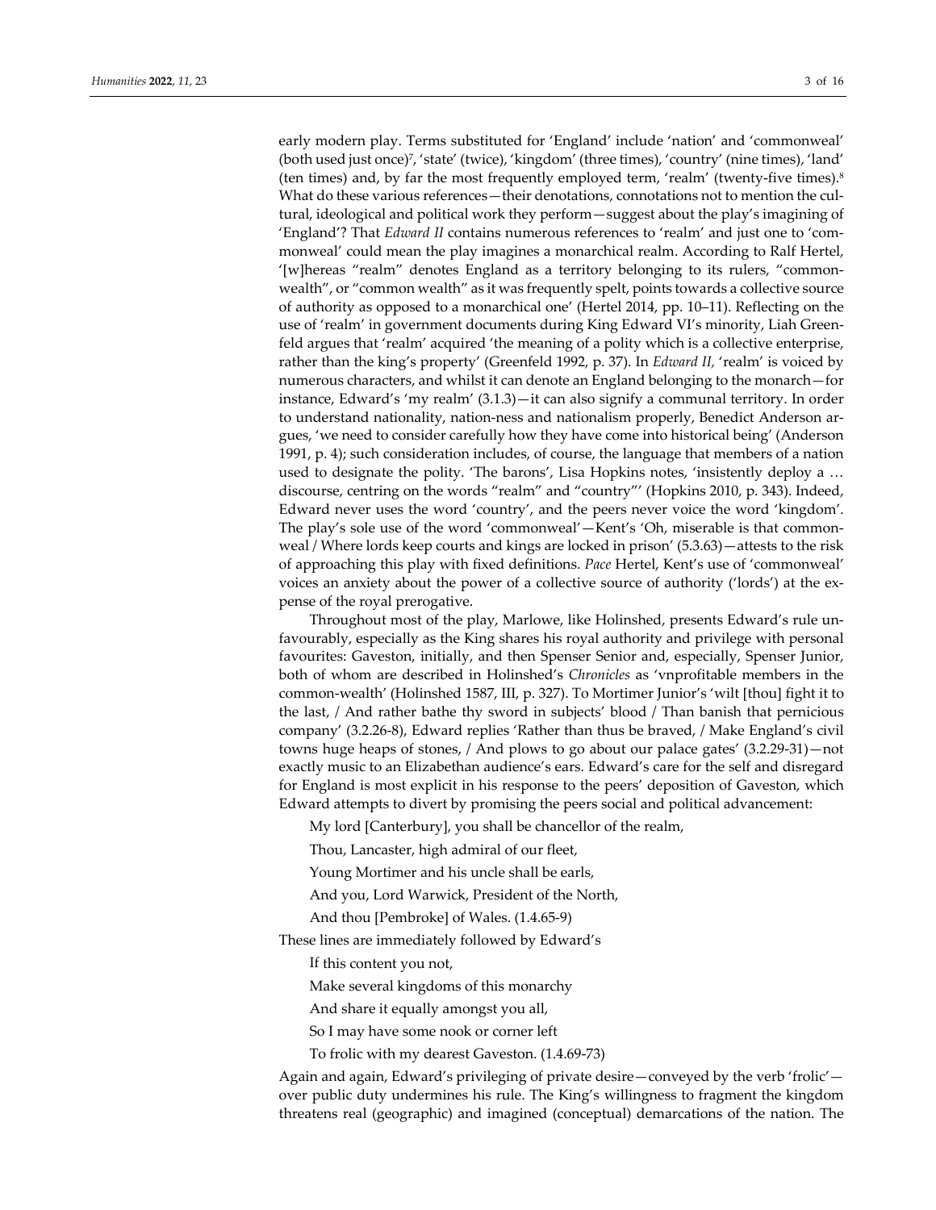early modern play. Terms substituted for 'England' include 'nation' and 'commonweal' (both used just once)[7], 'state' (twice), 'kingdom' (three times), 'country' (nine times), 'land' (ten times) and, by far the most frequently employed term, 'realm' (twenty-five times).[8] What do these various references—their denotations, connotations not to mention the cultural, ideological and political work they perform—suggest about the play's imagining of 'England'? That *Edward II* contains numerous references to 'realm' and just one to 'commonweal' could mean the play imagines a monarchical realm. According to Ralf Hertel, '[w]hereas "realm" denotes England as a territory belonging to its rulers, "commonwealth", or "common wealth" as it was frequently spelt, points towards a collective source of authority as opposed to a monarchical one' (Hertel 2014, pp. 10–11). Reflecting on the use of 'realm' in government documents during King Edward VI's minority, Liah Greenfeld argues that 'realm' acquired 'the meaning of a polity which is a collective enterprise, rather than the king's property' (Greenfeld 1992, p. 37). In *Edward II,* 'realm' is voiced by numerous characters, and whilst it can denote an England belonging to the monarch—for instance, Edward's 'my realm' (3.1.3)—it can also signify a communal territory. In order to understand nationality, nation-ness and nationalism properly, Benedict Anderson argues, 'we need to consider carefully how they have come into historical being' (Anderson 1991, p. 4); such consideration includes, of course, the language that members of a nation used to designate the polity. 'The barons', Lisa Hopkins notes, 'insistently deploy a … discourse, centring on the words "realm" and "country"' (Hopkins 2010, p. 343). Indeed, Edward never uses the word 'country', and the peers never voice the word 'kingdom'. The play's sole use of the word 'commonweal'—Kent's 'Oh, miserable is that commonweal / Where lords keep courts and kings are locked in prison' (5.3.63)—attests to the risk of approaching this play with fixed definitions. *Pace* Hertel, Kent's use of 'commonweal' voices an anxiety about the power of a collective source of authority ('lords') at the expense of the royal prerogative.

Throughout most of the play, Marlowe, like Holinshed, presents Edward's rule unfavourably, especially as the King shares his royal authority and privilege with personal favourites: Gaveston, initially, and then Spenser Senior and, especially, Spenser Junior, both of whom are described in Holinshed's *Chronicles* as 'vnprofitable members in the common-wealth' (Holinshed 1587, III, p. 327). To Mortimer Junior's 'wilt [thou] fight it to the last, / And rather bathe thy sword in subjects' blood / Than banish that pernicious company' (3.2.26-8), Edward replies 'Rather than thus be braved, / Make England's civil towns huge heaps of stones, / And plows to go about our palace gates' (3.2.29-31)—not exactly music to an Elizabethan audience's ears. Edward's care for the self and disregard for England is most explicit in his response to the peers' deposition of Gaveston, which Edward attempts to divert by promising the peers social and political advancement:

> My lord [Canterbury], you shall be chancellor of the realm,
>
> Thou, Lancaster, high admiral of our fleet,
>
> Young Mortimer and his uncle shall be earls,
>
> And you, Lord Warwick, President of the North,
>
> And thou [Pembroke] of Wales. (1.4.65-9)

These lines are immediately followed by Edward's

> If this content you not,
>
> Make several kingdoms of this monarchy
>
> And share it equally amongst you all,
>
> So I may have some nook or corner left
>
> To frolic with my dearest Gaveston. (1.4.69-73)

Again and again, Edward's privileging of private desire—conveyed by the verb 'frolic'—over public duty undermines his rule. The King's willingness to fragment the kingdom threatens real (geographic) and imagined (conceptual) demarcations of the nation. The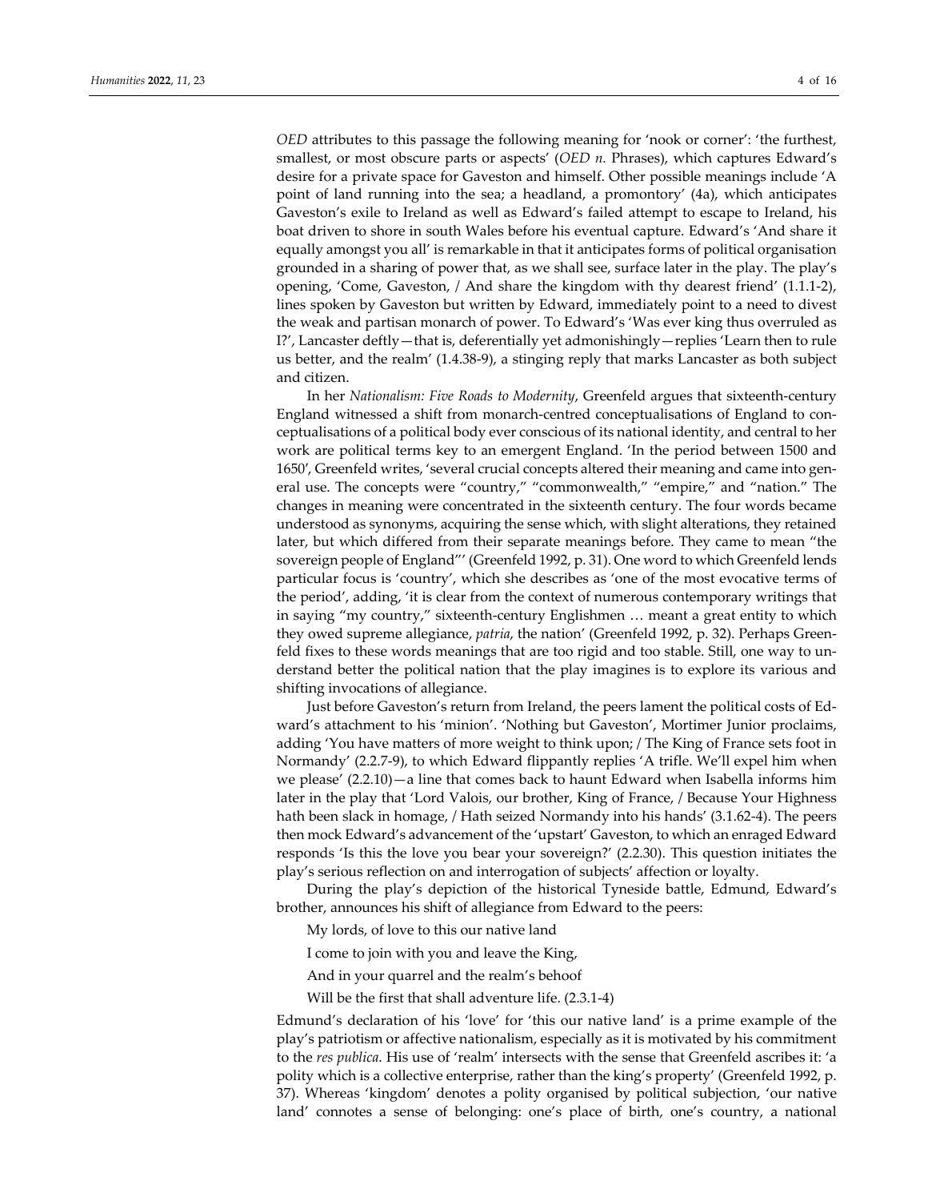*OED* attributes to this passage the following meaning for 'nook or corner': 'the furthest, smallest, or most obscure parts or aspects' (*OED n.* Phrases), which captures Edward's desire for a private space for Gaveston and himself. Other possible meanings include 'A point of land running into the sea; a headland, a promontory' (4a), which anticipates Gaveston's exile to Ireland as well as Edward's failed attempt to escape to Ireland, his boat driven to shore in south Wales before his eventual capture. Edward's 'And share it equally amongst you all' is remarkable in that it anticipates forms of political organisation grounded in a sharing of power that, as we shall see, surface later in the play. The play's opening, 'Come, Gaveston, / And share the kingdom with thy dearest friend' (1.1.1-2), lines spoken by Gaveston but written by Edward, immediately point to a need to divest the weak and partisan monarch of power. To Edward's 'Was ever king thus overruled as I?', Lancaster deftly—that is, deferentially yet admonishingly—replies 'Learn then to rule us better, and the realm' (1.4.38-9), a stinging reply that marks Lancaster as both subject and citizen.

In her *Nationalism: Five Roads to Modernity*, Greenfeld argues that sixteenth-century England witnessed a shift from monarch-centred conceptualisations of England to conceptualisations of a political body ever conscious of its national identity, and central to her work are political terms key to an emergent England. 'In the period between 1500 and 1650', Greenfeld writes, 'several crucial concepts altered their meaning and came into general use. The concepts were "country," "commonwealth," "empire," and "nation." The changes in meaning were concentrated in the sixteenth century. The four words became understood as synonyms, acquiring the sense which, with slight alterations, they retained later, but which differed from their separate meanings before. They came to mean "the sovereign people of England"' (Greenfeld 1992, p. 31). One word to which Greenfeld lends particular focus is 'country', which she describes as 'one of the most evocative terms of the period', adding, 'it is clear from the context of numerous contemporary writings that in saying "my country," sixteenth-century Englishmen … meant a great entity to which they owed supreme allegiance, *patria*, the nation' (Greenfeld 1992, p. 32). Perhaps Greenfeld fixes to these words meanings that are too rigid and too stable. Still, one way to understand better the political nation that the play imagines is to explore its various and shifting invocations of allegiance.

Just before Gaveston's return from Ireland, the peers lament the political costs of Edward's attachment to his 'minion'. 'Nothing but Gaveston', Mortimer Junior proclaims, adding 'You have matters of more weight to think upon; / The King of France sets foot in Normandy' (2.2.7-9), to which Edward flippantly replies 'A trifle. We'll expel him when we please' (2.2.10)—a line that comes back to haunt Edward when Isabella informs him later in the play that 'Lord Valois, our brother, King of France, / Because Your Highness hath been slack in homage, / Hath seized Normandy into his hands' (3.1.62-4). The peers then mock Edward's advancement of the 'upstart' Gaveston, to which an enraged Edward responds 'Is this the love you bear your sovereign?' (2.2.30). This question initiates the play's serious reflection on and interrogation of subjects' affection or loyalty.

During the play's depiction of the historical Tyneside battle, Edmund, Edward's brother, announces his shift of allegiance from Edward to the peers:

> My lords, of love to this our native land
>
> I come to join with you and leave the King,
>
> And in your quarrel and the realm's behoof
>
> Will be the first that shall adventure life. (2.3.1-4)

Edmund's declaration of his 'love' for 'this our native land' is a prime example of the play's patriotism or affective nationalism, especially as it is motivated by his commitment to the *res publica*. His use of 'realm' intersects with the sense that Greenfeld ascribes it: 'a polity which is a collective enterprise, rather than the king's property' (Greenfeld 1992, p. 37). Whereas 'kingdom' denotes a polity organised by political subjection, 'our native land' connotes a sense of belonging: one's place of birth, one's country, a national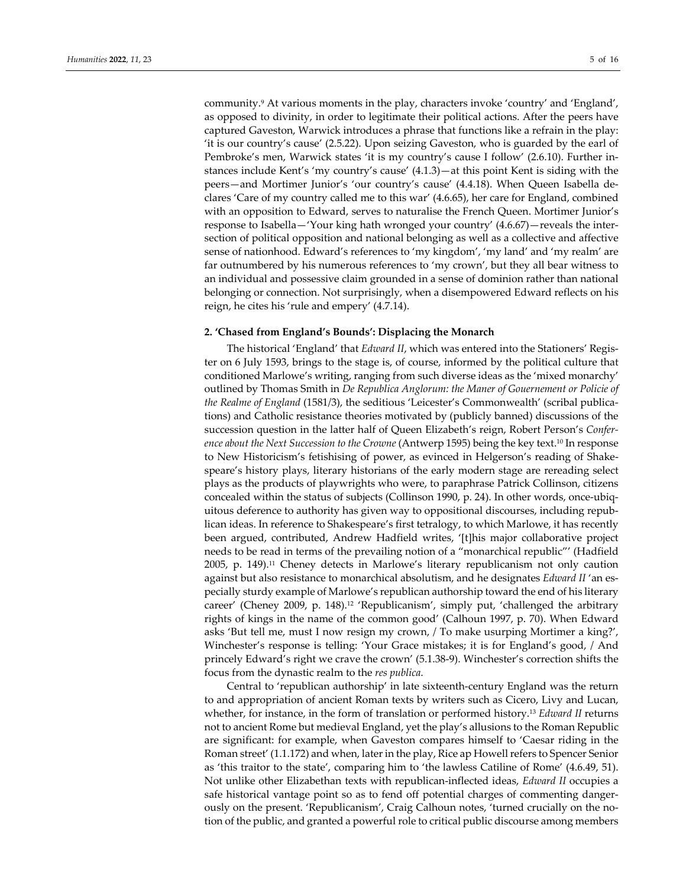community.[9] At various moments in the play, characters invoke 'country' and 'England', as opposed to divinity, in order to legitimate their political actions. After the peers have captured Gaveston, Warwick introduces a phrase that functions like a refrain in the play: 'it is our country's cause' (2.5.22). Upon seizing Gaveston, who is guarded by the earl of Pembroke's men, Warwick states 'it is my country's cause I follow' (2.6.10). Further instances include Kent's 'my country's cause' (4.1.3)—at this point Kent is siding with the peers—and Mortimer Junior's 'our country's cause' (4.4.18). When Queen Isabella declares 'Care of my country called me to this war' (4.6.65), her care for England, combined with an opposition to Edward, serves to naturalise the French Queen. Mortimer Junior's response to Isabella—'Your king hath wronged your country' (4.6.67)—reveals the intersection of political opposition and national belonging as well as a collective and affective sense of nationhood. Edward's references to 'my kingdom', 'my land' and 'my realm' are far outnumbered by his numerous references to 'my crown', but they all bear witness to an individual and possessive claim grounded in a sense of dominion rather than national belonging or connection. Not surprisingly, when a disempowered Edward reflects on his reign, he cites his 'rule and empery' (4.7.14).

## 2. 'Chased from England's Bounds': Displacing the Monarch

The historical 'England' that *Edward II*, which was entered into the Stationers' Register on 6 July 1593, brings to the stage is, of course, informed by the political culture that conditioned Marlowe's writing, ranging from such diverse ideas as the 'mixed monarchy' outlined by Thomas Smith in *De Republica Anglorum: the Maner of Gouernement or Policie of the Realme of England* (1581/3), the seditious 'Leicester's Commonwealth' (scribal publications) and Catholic resistance theories motivated by (publicly banned) discussions of the succession question in the latter half of Queen Elizabeth's reign, Robert Person's *Conference about the Next Succession to the Crowne* (Antwerp 1595) being the key text.[10] In response to New Historicism's fetishising of power, as evinced in Helgerson's reading of Shakespeare's history plays, literary historians of the early modern stage are rereading select plays as the products of playwrights who were, to paraphrase Patrick Collinson, citizens concealed within the status of subjects (Collinson 1990, p. 24). In other words, once-ubiquitous deference to authority has given way to oppositional discourses, including republican ideas. In reference to Shakespeare's first tetralogy, to which Marlowe, it has recently been argued, contributed, Andrew Hadfield writes, '[t]his major collaborative project needs to be read in terms of the prevailing notion of a "monarchical republic"' (Hadfield 2005, p. 149).[11] Cheney detects in Marlowe's literary republicanism not only caution against but also resistance to monarchical absolutism, and he designates *Edward II* 'an especially sturdy example of Marlowe's republican authorship toward the end of his literary career' (Cheney 2009, p. 148).[12] 'Republicanism', simply put, 'challenged the arbitrary rights of kings in the name of the common good' (Calhoun 1997, p. 70). When Edward asks 'But tell me, must I now resign my crown, / To make usurping Mortimer a king?', Winchester's response is telling: 'Your Grace mistakes; it is for England's good, / And princely Edward's right we crave the crown' (5.1.38-9). Winchester's correction shifts the focus from the dynastic realm to the *res publica*.

Central to 'republican authorship' in late sixteenth-century England was the return to and appropriation of ancient Roman texts by writers such as Cicero, Livy and Lucan, whether, for instance, in the form of translation or performed history.[13] *Edward II* returns not to ancient Rome but medieval England, yet the play's allusions to the Roman Republic are significant: for example, when Gaveston compares himself to 'Caesar riding in the Roman street' (1.1.172) and when, later in the play, Rice ap Howell refers to Spencer Senior as 'this traitor to the state', comparing him to 'the lawless Catiline of Rome' (4.6.49, 51). Not unlike other Elizabethan texts with republican-inflected ideas, *Edward II* occupies a safe historical vantage point so as to fend off potential charges of commenting dangerously on the present. 'Republicanism', Craig Calhoun notes, 'turned crucially on the notion of the public, and granted a powerful role to critical public discourse among members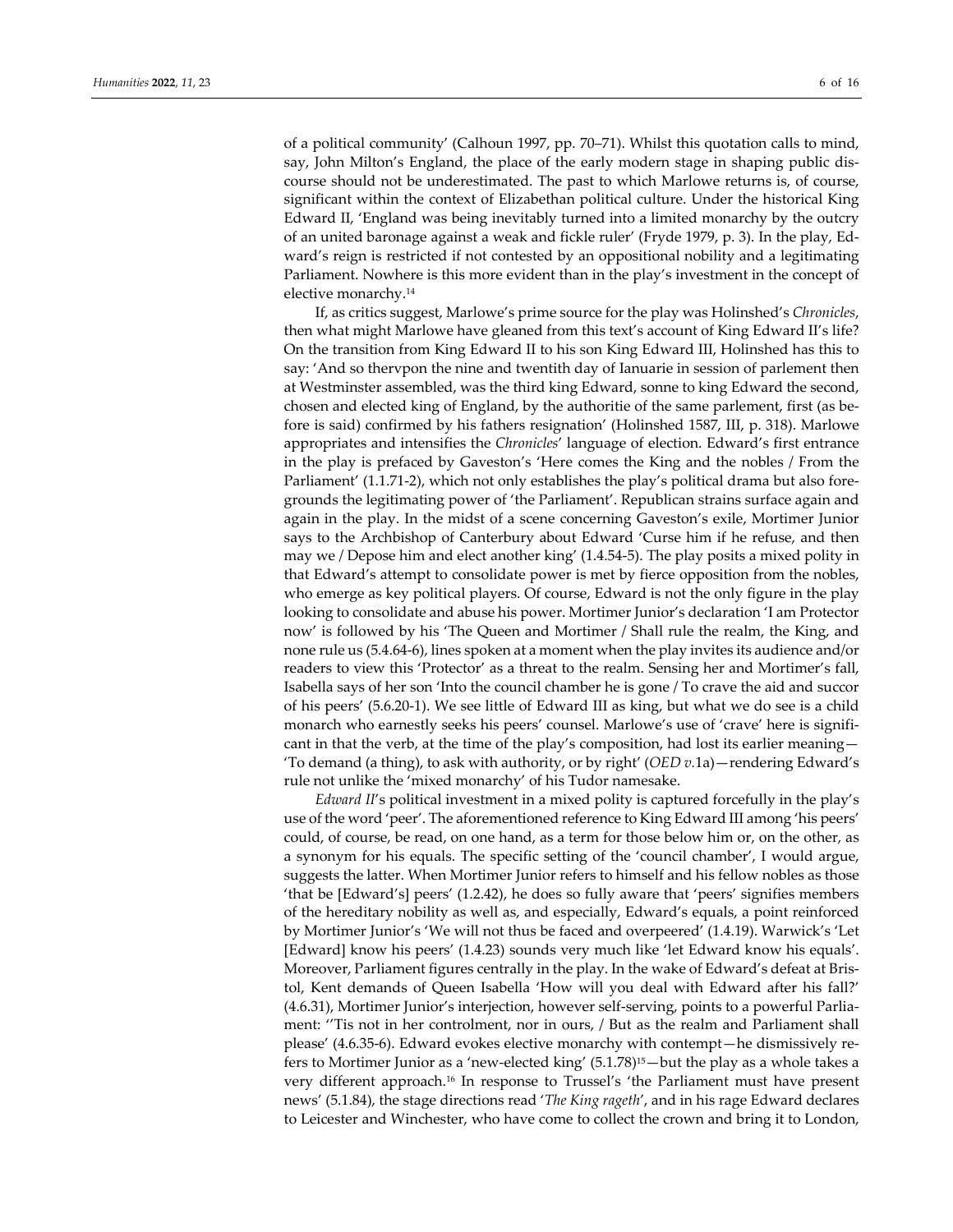of a political community' (Calhoun 1997, pp. 70–71). Whilst this quotation calls to mind, say, John Milton's England, the place of the early modern stage in shaping public discourse should not be underestimated. The past to which Marlowe returns is, of course, significant within the context of Elizabethan political culture. Under the historical King Edward II, 'England was being inevitably turned into a limited monarchy by the outcry of an united baronage against a weak and fickle ruler' (Fryde 1979, p. 3). In the play, Edward's reign is restricted if not contested by an oppositional nobility and a legitimating Parliament. Nowhere is this more evident than in the play's investment in the concept of elective monarchy.[14]

If, as critics suggest, Marlowe's prime source for the play was Holinshed's *Chronicles*, then what might Marlowe have gleaned from this text's account of King Edward II's life? On the transition from King Edward II to his son King Edward III, Holinshed has this to say: 'And so thervpon the nine and twentith day of Ianuarie in session of parlement then at Westminster assembled, was the third king Edward, sonne to king Edward the second, chosen and elected king of England, by the authoritie of the same parlement, first (as before is said) confirmed by his fathers resignation' (Holinshed 1587, III, p. 318). Marlowe appropriates and intensifies the *Chronicles*' language of election. Edward's first entrance in the play is prefaced by Gaveston's 'Here comes the King and the nobles / From the Parliament' (1.1.71-2), which not only establishes the play's political drama but also foregrounds the legitimating power of 'the Parliament'. Republican strains surface again and again in the play. In the midst of a scene concerning Gaveston's exile, Mortimer Junior says to the Archbishop of Canterbury about Edward 'Curse him if he refuse, and then may we / Depose him and elect another king' (1.4.54-5). The play posits a mixed polity in that Edward's attempt to consolidate power is met by fierce opposition from the nobles, who emerge as key political players. Of course, Edward is not the only figure in the play looking to consolidate and abuse his power. Mortimer Junior's declaration 'I am Protector now' is followed by his 'The Queen and Mortimer / Shall rule the realm, the King, and none rule us (5.4.64-6), lines spoken at a moment when the play invites its audience and/or readers to view this 'Protector' as a threat to the realm. Sensing her and Mortimer's fall, Isabella says of her son 'Into the council chamber he is gone / To crave the aid and succor of his peers' (5.6.20-1). We see little of Edward III as king, but what we do see is a child monarch who earnestly seeks his peers' counsel. Marlowe's use of 'crave' here is significant in that the verb, at the time of the play's composition, had lost its earlier meaning—'To demand (a thing), to ask with authority, or by right' (*OED v.*1a)—rendering Edward's rule not unlike the 'mixed monarchy' of his Tudor namesake.

*Edward II*'s political investment in a mixed polity is captured forcefully in the play's use of the word 'peer'. The aforementioned reference to King Edward III among 'his peers' could, of course, be read, on one hand, as a term for those below him or, on the other, as a synonym for his equals. The specific setting of the 'council chamber', I would argue, suggests the latter. When Mortimer Junior refers to himself and his fellow nobles as those 'that be [Edward's] peers' (1.2.42), he does so fully aware that 'peers' signifies members of the hereditary nobility as well as, and especially, Edward's equals, a point reinforced by Mortimer Junior's 'We will not thus be faced and overpeered' (1.4.19). Warwick's 'Let [Edward] know his peers' (1.4.23) sounds very much like 'let Edward know his equals'. Moreover, Parliament figures centrally in the play. In the wake of Edward's defeat at Bristol, Kent demands of Queen Isabella 'How will you deal with Edward after his fall?' (4.6.31), Mortimer Junior's interjection, however self-serving, points to a powerful Parliament: ''Tis not in her controlment, nor in ours, / But as the realm and Parliament shall please' (4.6.35-6). Edward evokes elective monarchy with contempt—he dismissively refers to Mortimer Junior as a 'new-elected king' (5.1.78)[15]—but the play as a whole takes a very different approach.[16] In response to Trussel's 'the Parliament must have present news' (5.1.84), the stage directions read '*The King rageth*', and in his rage Edward declares to Leicester and Winchester, who have come to collect the crown and bring it to London,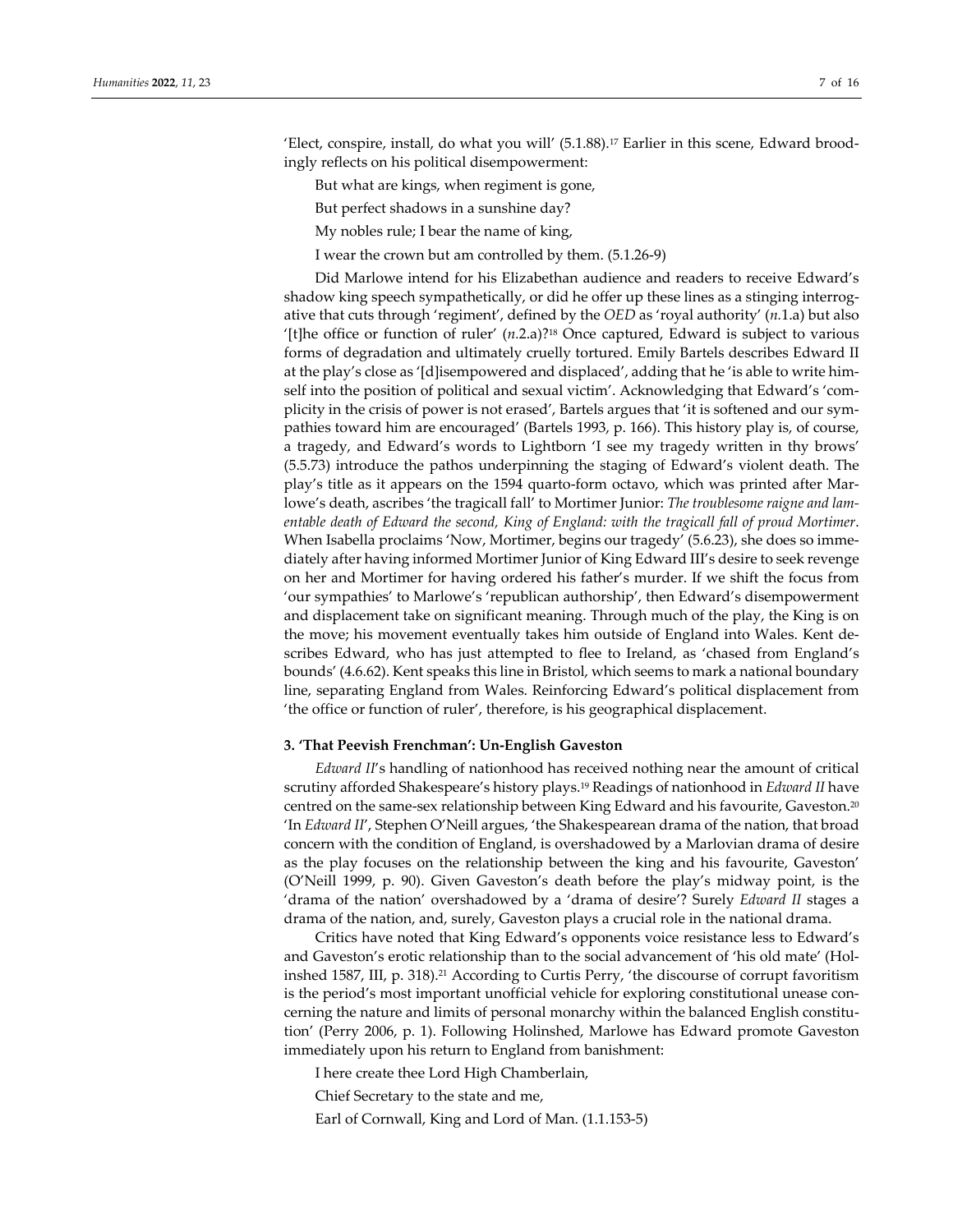'Elect, conspire, install, do what you will' (5.1.88).[17] Earlier in this scene, Edward broodingly reflects on his political disempowerment:

> But what are kings, when regiment is gone,
>
> But perfect shadows in a sunshine day?
>
> My nobles rule; I bear the name of king,
>
> I wear the crown but am controlled by them. (5.1.26-9)

Did Marlowe intend for his Elizabethan audience and readers to receive Edward's shadow king speech sympathetically, or did he offer up these lines as a stinging interrogative that cuts through 'regiment', defined by the *OED* as 'royal authority' (*n.*1.a) but also '[t]he office or function of ruler' (*n.*2.a)?[18] Once captured, Edward is subject to various forms of degradation and ultimately cruelly tortured. Emily Bartels describes Edward II at the play's close as '[d]isempowered and displaced', adding that he 'is able to write himself into the position of political and sexual victim'. Acknowledging that Edward's 'complicity in the crisis of power is not erased', Bartels argues that 'it is softened and our sympathies toward him are encouraged' (Bartels 1993, p. 166). This history play is, of course, a tragedy, and Edward's words to Lightborn 'I see my tragedy written in thy brows' (5.5.73) introduce the pathos underpinning the staging of Edward's violent death. The play's title as it appears on the 1594 quarto-form octavo, which was printed after Marlowe's death, ascribes 'the tragicall fall' to Mortimer Junior: *The troublesome raigne and lamentable death of Edward the second, King of England: with the tragicall fall of proud Mortimer*. When Isabella proclaims 'Now, Mortimer, begins our tragedy' (5.6.23), she does so immediately after having informed Mortimer Junior of King Edward III's desire to seek revenge on her and Mortimer for having ordered his father's murder. If we shift the focus from 'our sympathies' to Marlowe's 'republican authorship', then Edward's disempowerment and displacement take on significant meaning. Through much of the play, the King is on the move; his movement eventually takes him outside of England into Wales. Kent describes Edward, who has just attempted to flee to Ireland, as 'chased from England's bounds' (4.6.62). Kent speaks this line in Bristol, which seems to mark a national boundary line, separating England from Wales. Reinforcing Edward's political displacement from 'the office or function of ruler', therefore, is his geographical displacement.

## 3. 'That Peevish Frenchman': Un-English Gaveston

*Edward II*'s handling of nationhood has received nothing near the amount of critical scrutiny afforded Shakespeare's history plays.[19] Readings of nationhood in *Edward II* have centred on the same-sex relationship between King Edward and his favourite, Gaveston.[20] 'In *Edward II*', Stephen O'Neill argues, 'the Shakespearean drama of the nation, that broad concern with the condition of England, is overshadowed by a Marlovian drama of desire as the play focuses on the relationship between the king and his favourite, Gaveston' (O'Neill 1999, p. 90). Given Gaveston's death before the play's midway point, is the 'drama of the nation' overshadowed by a 'drama of desire'? Surely *Edward II* stages a drama of the nation, and, surely, Gaveston plays a crucial role in the national drama.

Critics have noted that King Edward's opponents voice resistance less to Edward's and Gaveston's erotic relationship than to the social advancement of 'his old mate' (Holinshed 1587, III, p. 318).[21] According to Curtis Perry, 'the discourse of corrupt favoritism is the period's most important unofficial vehicle for exploring constitutional unease concerning the nature and limits of personal monarchy within the balanced English constitution' (Perry 2006, p. 1). Following Holinshed, Marlowe has Edward promote Gaveston immediately upon his return to England from banishment:

> I here create thee Lord High Chamberlain,
>
> Chief Secretary to the state and me,
>
> Earl of Cornwall, King and Lord of Man. (1.1.153-5)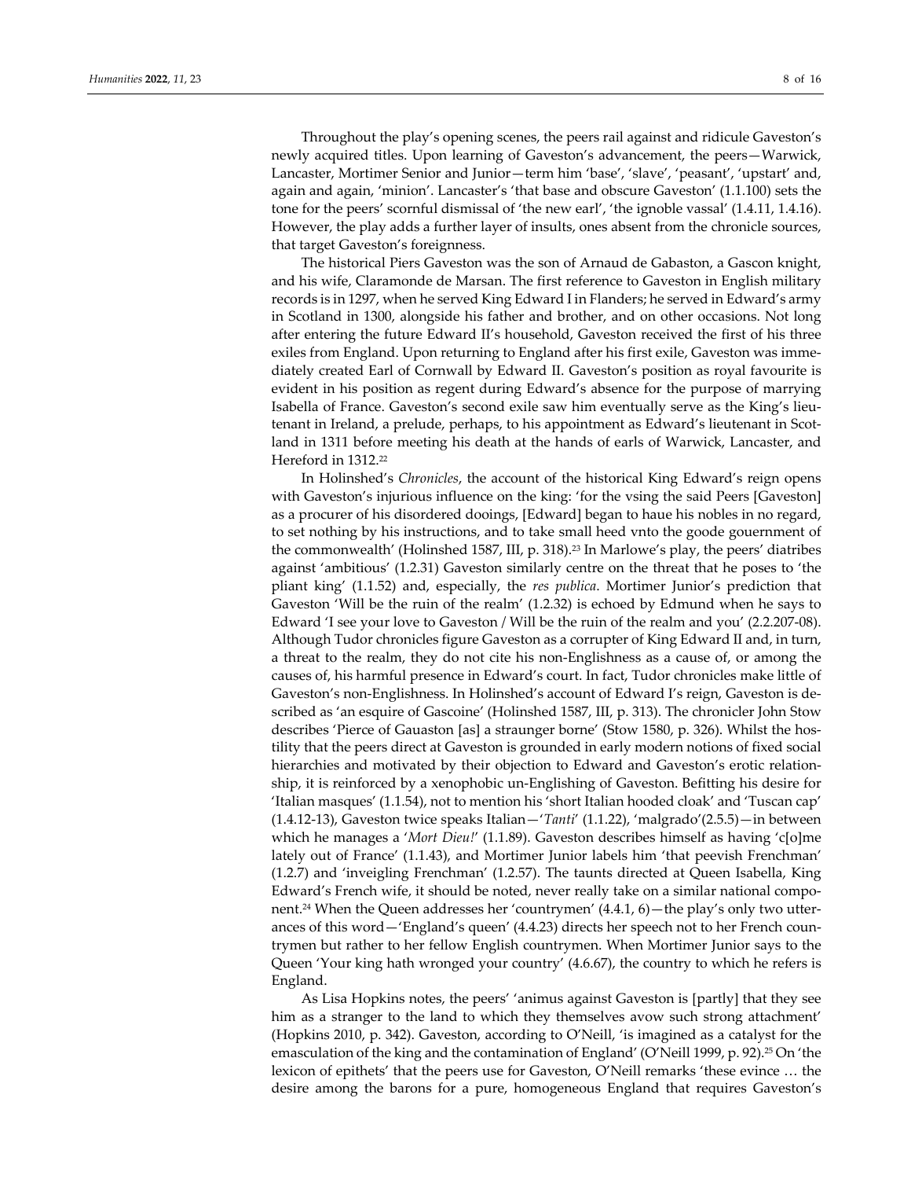Throughout the play's opening scenes, the peers rail against and ridicule Gaveston's newly acquired titles. Upon learning of Gaveston's advancement, the peers—Warwick, Lancaster, Mortimer Senior and Junior—term him 'base', 'slave', 'peasant', 'upstart' and, again and again, 'minion'. Lancaster's 'that base and obscure Gaveston' (1.1.100) sets the tone for the peers' scornful dismissal of 'the new earl', 'the ignoble vassal' (1.4.11, 1.4.16). However, the play adds a further layer of insults, ones absent from the chronicle sources, that target Gaveston's foreignness.

The historical Piers Gaveston was the son of Arnaud de Gabaston, a Gascon knight, and his wife, Claramonde de Marsan. The first reference to Gaveston in English military records is in 1297, when he served King Edward I in Flanders; he served in Edward's army in Scotland in 1300, alongside his father and brother, and on other occasions. Not long after entering the future Edward II's household, Gaveston received the first of his three exiles from England. Upon returning to England after his first exile, Gaveston was immediately created Earl of Cornwall by Edward II. Gaveston's position as royal favourite is evident in his position as regent during Edward's absence for the purpose of marrying Isabella of France. Gaveston's second exile saw him eventually serve as the King's lieutenant in Ireland, a prelude, perhaps, to his appointment as Edward's lieutenant in Scotland in 1311 before meeting his death at the hands of earls of Warwick, Lancaster, and Hereford in 1312.[22]

In Holinshed's *Chronicles*, the account of the historical King Edward's reign opens with Gaveston's injurious influence on the king: 'for the vsing the said Peers [Gaveston] as a procurer of his disordered dooings, [Edward] began to haue his nobles in no regard, to set nothing by his instructions, and to take small heed vnto the goode gouernment of the commonwealth' (Holinshed 1587, III, p. 318).[23] In Marlowe's play, the peers' diatribes against 'ambitious' (1.2.31) Gaveston similarly centre on the threat that he poses to 'the pliant king' (1.1.52) and, especially, the *res publica*. Mortimer Junior's prediction that Gaveston 'Will be the ruin of the realm' (1.2.32) is echoed by Edmund when he says to Edward 'I see your love to Gaveston / Will be the ruin of the realm and you' (2.2.207-08). Although Tudor chronicles figure Gaveston as a corrupter of King Edward II and, in turn, a threat to the realm, they do not cite his non-Englishness as a cause of, or among the causes of, his harmful presence in Edward's court. In fact, Tudor chronicles make little of Gaveston's non-Englishness. In Holinshed's account of Edward I's reign, Gaveston is described as 'an esquire of Gascoine' (Holinshed 1587, III, p. 313). The chronicler John Stow describes 'Pierce of Gauaston [as] a straunger borne' (Stow 1580, p. 326). Whilst the hostility that the peers direct at Gaveston is grounded in early modern notions of fixed social hierarchies and motivated by their objection to Edward and Gaveston's erotic relationship, it is reinforced by a xenophobic un-Englishing of Gaveston. Befitting his desire for 'Italian masques' (1.1.54), not to mention his 'short Italian hooded cloak' and 'Tuscan cap' (1.4.12-13), Gaveston twice speaks Italian—'*Tanti*' (1.1.22), 'malgrado'(2.5.5)—in between which he manages a '*Mort Dieu!*' (1.1.89). Gaveston describes himself as having 'c[o]me lately out of France' (1.1.43), and Mortimer Junior labels him 'that peevish Frenchman' (1.2.7) and 'inveigling Frenchman' (1.2.57). The taunts directed at Queen Isabella, King Edward's French wife, it should be noted, never really take on a similar national component.[24] When the Queen addresses her 'countrymen' (4.4.1, 6)—the play's only two utterances of this word—'England's queen' (4.4.23) directs her speech not to her French countrymen but rather to her fellow English countrymen. When Mortimer Junior says to the Queen 'Your king hath wronged your country' (4.6.67), the country to which he refers is England.

As Lisa Hopkins notes, the peers' 'animus against Gaveston is [partly] that they see him as a stranger to the land to which they themselves avow such strong attachment' (Hopkins 2010, p. 342). Gaveston, according to O'Neill, 'is imagined as a catalyst for the emasculation of the king and the contamination of England' (O'Neill 1999, p. 92).[25] On 'the lexicon of epithets' that the peers use for Gaveston, O'Neill remarks 'these evince … the desire among the barons for a pure, homogeneous England that requires Gaveston's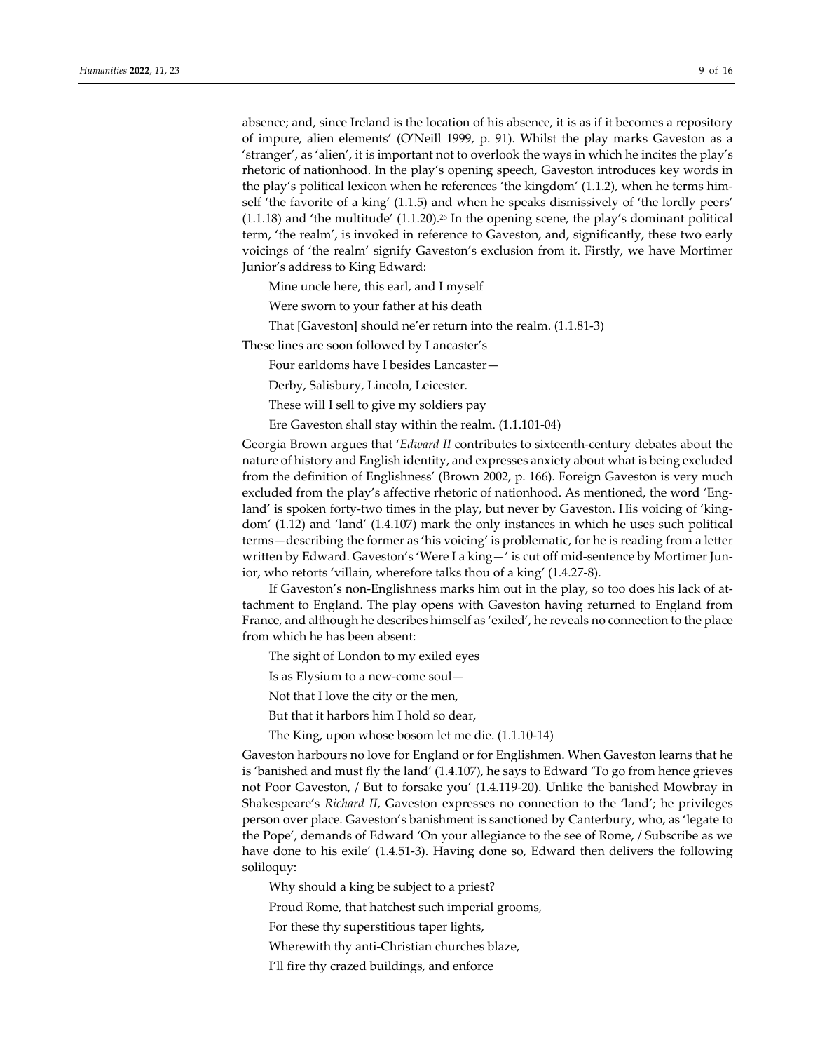absence; and, since Ireland is the location of his absence, it is as if it becomes a repository of impure, alien elements' (O'Neill 1999, p. 91). Whilst the play marks Gaveston as a 'stranger', as 'alien', it is important not to overlook the ways in which he incites the play's rhetoric of nationhood. In the play's opening speech, Gaveston introduces key words in the play's political lexicon when he references 'the kingdom' (1.1.2), when he terms himself 'the favorite of a king' (1.1.5) and when he speaks dismissively of 'the lordly peers' (1.1.18) and 'the multitude' (1.1.20).[26] In the opening scene, the play's dominant political term, 'the realm', is invoked in reference to Gaveston, and, significantly, these two early voicings of 'the realm' signify Gaveston's exclusion from it. Firstly, we have Mortimer Junior's address to King Edward:

> Mine uncle here, this earl, and I myself
>
> Were sworn to your father at his death
>
> That [Gaveston] should ne'er return into the realm. (1.1.81-3)

These lines are soon followed by Lancaster's

> Four earldoms have I besides Lancaster—
>
> Derby, Salisbury, Lincoln, Leicester.
>
> These will I sell to give my soldiers pay
>
> Ere Gaveston shall stay within the realm. (1.1.101-04)

Georgia Brown argues that '*Edward II* contributes to sixteenth-century debates about the nature of history and English identity, and expresses anxiety about what is being excluded from the definition of Englishness' (Brown 2002, p. 166). Foreign Gaveston is very much excluded from the play's affective rhetoric of nationhood. As mentioned, the word 'England' is spoken forty-two times in the play, but never by Gaveston. His voicing of 'kingdom' (1.12) and 'land' (1.4.107) mark the only instances in which he uses such political terms—describing the former as 'his voicing' is problematic, for he is reading from a letter written by Edward. Gaveston's 'Were I a king—' is cut off mid-sentence by Mortimer Junior, who retorts 'villain, wherefore talks thou of a king' (1.4.27-8).

If Gaveston's non-Englishness marks him out in the play, so too does his lack of attachment to England. The play opens with Gaveston having returned to England from France, and although he describes himself as 'exiled', he reveals no connection to the place from which he has been absent:

> The sight of London to my exiled eyes
>
> Is as Elysium to a new-come soul—
>
> Not that I love the city or the men,
>
> But that it harbors him I hold so dear,
>
> The King, upon whose bosom let me die. (1.1.10-14)

Gaveston harbours no love for England or for Englishmen. When Gaveston learns that he is 'banished and must fly the land' (1.4.107), he says to Edward 'To go from hence grieves not Poor Gaveston, / But to forsake you' (1.4.119-20). Unlike the banished Mowbray in Shakespeare's *Richard II*, Gaveston expresses no connection to the 'land'; he privileges person over place. Gaveston's banishment is sanctioned by Canterbury, who, as 'legate to the Pope', demands of Edward 'On your allegiance to the see of Rome, / Subscribe as we have done to his exile' (1.4.51-3). Having done so, Edward then delivers the following soliloquy:

> Why should a king be subject to a priest?
>
> Proud Rome, that hatchest such imperial grooms,
>
> For these thy superstitious taper lights,
>
> Wherewith thy anti-Christian churches blaze,
>
> I'll fire thy crazed buildings, and enforce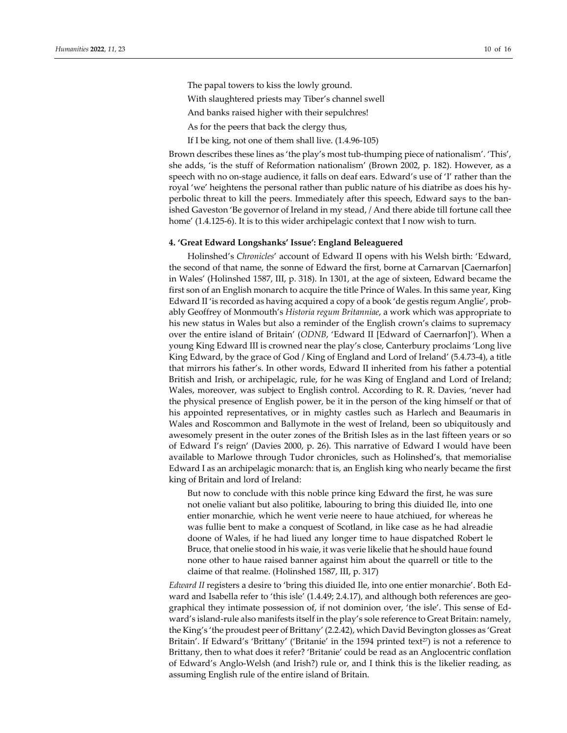The papal towers to kiss the lowly ground.

With slaughtered priests may Tiber's channel swell

And banks raised higher with their sepulchres!

As for the peers that back the clergy thus,

If I be king, not one of them shall live. (1.4.96-105)

Brown describes these lines as 'the play's most tub-thumping piece of nationalism'. 'This', she adds, 'is the stuff of Reformation nationalism' (Brown 2002, p. 182). However, as a speech with no on-stage audience, it falls on deaf ears. Edward's use of 'I' rather than the royal 'we' heightens the personal rather than public nature of his diatribe as does his hyperbolic threat to kill the peers. Immediately after this speech, Edward says to the banished Gaveston 'Be governor of Ireland in my stead, / And there abide till fortune call thee home' (1.4.125-6). It is to this wider archipelagic context that I now wish to turn.

#### 4. 'Great Edward Longshanks' Issue': England Beleaguered

Holinshed's *Chronicles*' account of Edward II opens with his Welsh birth: 'Edward, the second of that name, the sonne of Edward the first, borne at Carnarvan [Caernarfon] in Wales' (Holinshed 1587, III, p. 318). In 1301, at the age of sixteen, Edward became the first son of an English monarch to acquire the title Prince of Wales. In this same year, King Edward II 'is recorded as having acquired a copy of a book 'de gestis regum Anglie', probably Geoffrey of Monmouth's *Historia regum Britanniae*, a work which was appropriate to his new status in Wales but also a reminder of the English crown's claims to supremacy over the entire island of Britain' (*ODNB*, 'Edward II [Edward of Caernarfon]'). When a young King Edward III is crowned near the play's close, Canterbury proclaims 'Long live King Edward, by the grace of God / King of England and Lord of Ireland' (5.4.73-4), a title that mirrors his father's. In other words, Edward II inherited from his father a potential British and Irish, or archipelagic, rule, for he was King of England and Lord of Ireland; Wales, moreover, was subject to English control. According to R. R. Davies, 'never had the physical presence of English power, be it in the person of the king himself or that of his appointed representatives, or in mighty castles such as Harlech and Beaumaris in Wales and Roscommon and Ballymote in the west of Ireland, been so ubiquitously and awesomely present in the outer zones of the British Isles as in the last fifteen years or so of Edward I's reign' (Davies 2000, p. 26). This narrative of Edward I would have been available to Marlowe through Tudor chronicles, such as Holinshed's, that memorialise Edward I as an archipelagic monarch: that is, an English king who nearly became the first king of Britain and lord of Ireland:

> But now to conclude with this noble prince king Edward the first, he was sure not onelie valiant but also politike, labouring to bring this diuided Ile, into one entier monarchie, which he went verie neere to haue atchiued, for whereas he was fullie bent to make a conquest of Scotland, in like case as he had alreadie doone of Wales, if he had liued any longer time to haue dispatched Robert le Bruce, that onelie stood in his waie, it was verie likelie that he should haue found none other to haue raised banner against him about the quarrell or title to the claime of that realme. (Holinshed 1587, III, p. 317)

*Edward II* registers a desire to 'bring this diuided Ile, into one entier monarchie'. Both Edward and Isabella refer to 'this isle' (1.4.49; 2.4.17), and although both references are geographical they intimate possession of, if not dominion over, 'the isle'. This sense of Edward's island-rule also manifests itself in the play's sole reference to Great Britain: namely, the King's 'the proudest peer of Brittany' (2.2.42), which David Bevington glosses as 'Great Britain'. If Edward's 'Brittany' ('Britanie' in the 1594 printed text[27]) is not a reference to Brittany, then to what does it refer? 'Britanie' could be read as an Anglocentric conflation of Edward's Anglo-Welsh (and Irish?) rule or, and I think this is the likelier reading, as assuming English rule of the entire island of Britain.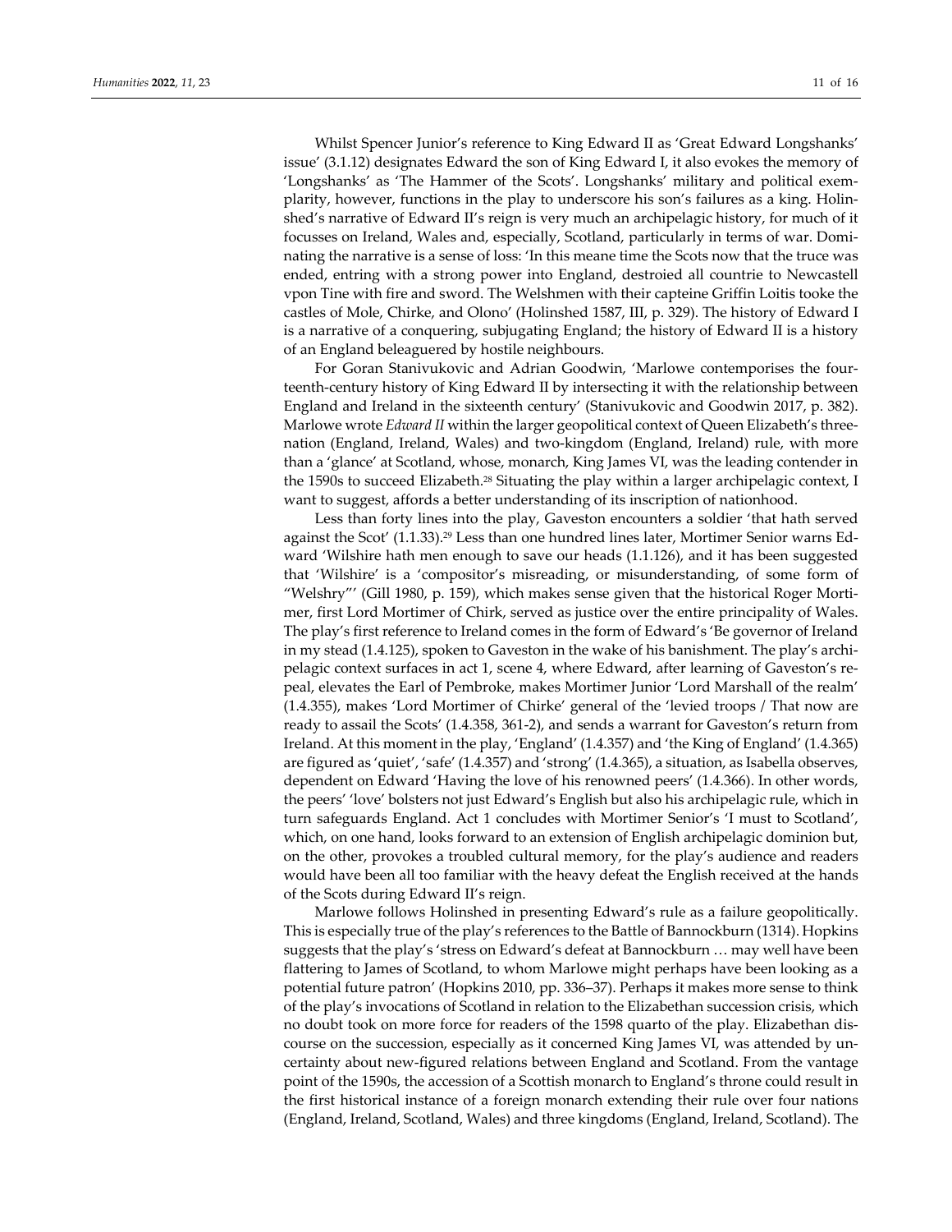Whilst Spencer Junior's reference to King Edward II as 'Great Edward Longshanks' issue' (3.1.12) designates Edward the son of King Edward I, it also evokes the memory of 'Longshanks' as 'The Hammer of the Scots'. Longshanks' military and political exemplarity, however, functions in the play to underscore his son's failures as a king. Holinshed's narrative of Edward II's reign is very much an archipelagic history, for much of it focusses on Ireland, Wales and, especially, Scotland, particularly in terms of war. Dominating the narrative is a sense of loss: 'In this meane time the Scots now that the truce was ended, entring with a strong power into England, destroied all countrie to Newcastell vpon Tine with fire and sword. The Welshmen with their capteine Griffin Loitis tooke the castles of Mole, Chirke, and Olono' (Holinshed 1587, III, p. 329). The history of Edward I is a narrative of a conquering, subjugating England; the history of Edward II is a history of an England beleaguered by hostile neighbours.

For Goran Stanivukovic and Adrian Goodwin, 'Marlowe contemporises the fourteenth-century history of King Edward II by intersecting it with the relationship between England and Ireland in the sixteenth century' (Stanivukovic and Goodwin 2017, p. 382). Marlowe wrote *Edward II* within the larger geopolitical context of Queen Elizabeth's three-nation (England, Ireland, Wales) and two-kingdom (England, Ireland) rule, with more than a 'glance' at Scotland, whose, monarch, King James VI, was the leading contender in the 1590s to succeed Elizabeth.[28] Situating the play within a larger archipelagic context, I want to suggest, affords a better understanding of its inscription of nationhood.

Less than forty lines into the play, Gaveston encounters a soldier 'that hath served against the Scot' (1.1.33).[29] Less than one hundred lines later, Mortimer Senior warns Edward 'Wilshire hath men enough to save our heads (1.1.126), and it has been suggested that 'Wilshire' is a 'compositor's misreading, or misunderstanding, of some form of "Welshry"' (Gill 1980, p. 159), which makes sense given that the historical Roger Mortimer, first Lord Mortimer of Chirk, served as justice over the entire principality of Wales. The play's first reference to Ireland comes in the form of Edward's 'Be governor of Ireland in my stead (1.4.125), spoken to Gaveston in the wake of his banishment. The play's archipelagic context surfaces in act 1, scene 4, where Edward, after learning of Gaveston's repeal, elevates the Earl of Pembroke, makes Mortimer Junior 'Lord Marshall of the realm' (1.4.355), makes 'Lord Mortimer of Chirke' general of the 'levied troops / That now are ready to assail the Scots' (1.4.358, 361-2), and sends a warrant for Gaveston's return from Ireland. At this moment in the play, 'England' (1.4.357) and 'the King of England' (1.4.365) are figured as 'quiet', 'safe' (1.4.357) and 'strong' (1.4.365), a situation, as Isabella observes, dependent on Edward 'Having the love of his renowned peers' (1.4.366). In other words, the peers' 'love' bolsters not just Edward's English but also his archipelagic rule, which in turn safeguards England. Act 1 concludes with Mortimer Senior's 'I must to Scotland', which, on one hand, looks forward to an extension of English archipelagic dominion but, on the other, provokes a troubled cultural memory, for the play's audience and readers would have been all too familiar with the heavy defeat the English received at the hands of the Scots during Edward II's reign.

Marlowe follows Holinshed in presenting Edward's rule as a failure geopolitically. This is especially true of the play's references to the Battle of Bannockburn (1314). Hopkins suggests that the play's 'stress on Edward's defeat at Bannockburn … may well have been flattering to James of Scotland, to whom Marlowe might perhaps have been looking as a potential future patron' (Hopkins 2010, pp. 336–37). Perhaps it makes more sense to think of the play's invocations of Scotland in relation to the Elizabethan succession crisis, which no doubt took on more force for readers of the 1598 quarto of the play. Elizabethan discourse on the succession, especially as it concerned King James VI, was attended by uncertainty about new-figured relations between England and Scotland. From the vantage point of the 1590s, the accession of a Scottish monarch to England's throne could result in the first historical instance of a foreign monarch extending their rule over four nations (England, Ireland, Scotland, Wales) and three kingdoms (England, Ireland, Scotland). The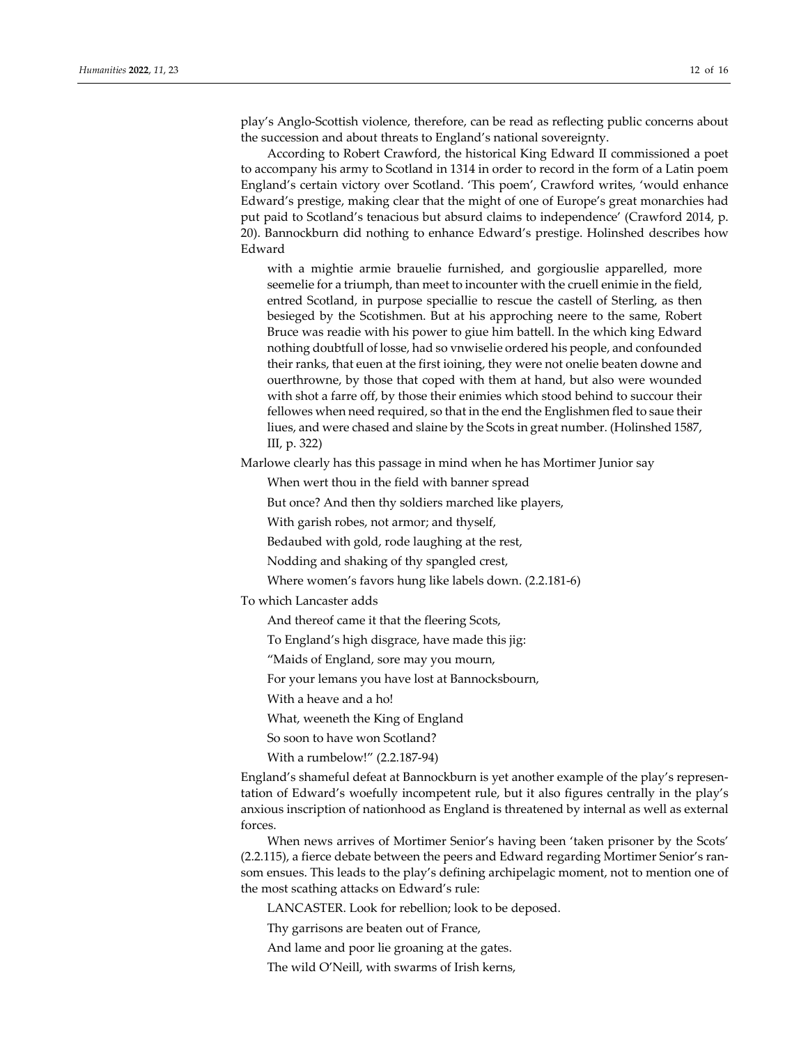play's Anglo-Scottish violence, therefore, can be read as reflecting public concerns about the succession and about threats to England's national sovereignty.

According to Robert Crawford, the historical King Edward II commissioned a poet to accompany his army to Scotland in 1314 in order to record in the form of a Latin poem England's certain victory over Scotland. 'This poem', Crawford writes, 'would enhance Edward's prestige, making clear that the might of one of Europe's great monarchies had put paid to Scotland's tenacious but absurd claims to independence' (Crawford 2014, p. 20). Bannockburn did nothing to enhance Edward's prestige. Holinshed describes how Edward

> with a mightie armie brauelie furnished, and gorgiouslie apparelled, more seemelie for a triumph, than meet to incounter with the cruell enimie in the field, entred Scotland, in purpose speciallie to rescue the castell of Sterling, as then besieged by the Scotishmen. But at his approching neere to the same, Robert Bruce was readie with his power to giue him battell. In the which king Edward nothing doubtfull of losse, had so vnwiselie ordered his people, and confounded their ranks, that euen at the first ioining, they were not onelie beaten downe and ouerthrowne, by those that coped with them at hand, but also were wounded with shot a farre off, by those their enimies which stood behind to succour their fellowes when need required, so that in the end the Englishmen fled to saue their liues, and were chased and slaine by the Scots in great number. (Holinshed 1587, III, p. 322)

Marlowe clearly has this passage in mind when he has Mortimer Junior say

> When wert thou in the field with banner spread
>
> But once? And then thy soldiers marched like players,
>
> With garish robes, not armor; and thyself,
>
> Bedaubed with gold, rode laughing at the rest,
>
> Nodding and shaking of thy spangled crest,
>
> Where women's favors hung like labels down. (2.2.181-6)

To which Lancaster adds

> And thereof came it that the fleering Scots,
>
> To England's high disgrace, have made this jig:
>
> "Maids of England, sore may you mourn,
>
> For your lemans you have lost at Bannocksbourn,
>
> With a heave and a ho!
>
> What, weeneth the King of England
>
> So soon to have won Scotland?
>
> With a rumbelow!" (2.2.187-94)

England's shameful defeat at Bannockburn is yet another example of the play's representation of Edward's woefully incompetent rule, but it also figures centrally in the play's anxious inscription of nationhood as England is threatened by internal as well as external forces.

When news arrives of Mortimer Senior's having been 'taken prisoner by the Scots' (2.2.115), a fierce debate between the peers and Edward regarding Mortimer Senior's ransom ensues. This leads to the play's defining archipelagic moment, not to mention one of the most scathing attacks on Edward's rule:

> LANCASTER. Look for rebellion; look to be deposed.
>
> Thy garrisons are beaten out of France,
>
> And lame and poor lie groaning at the gates.
>
> The wild O'Neill, with swarms of Irish kerns,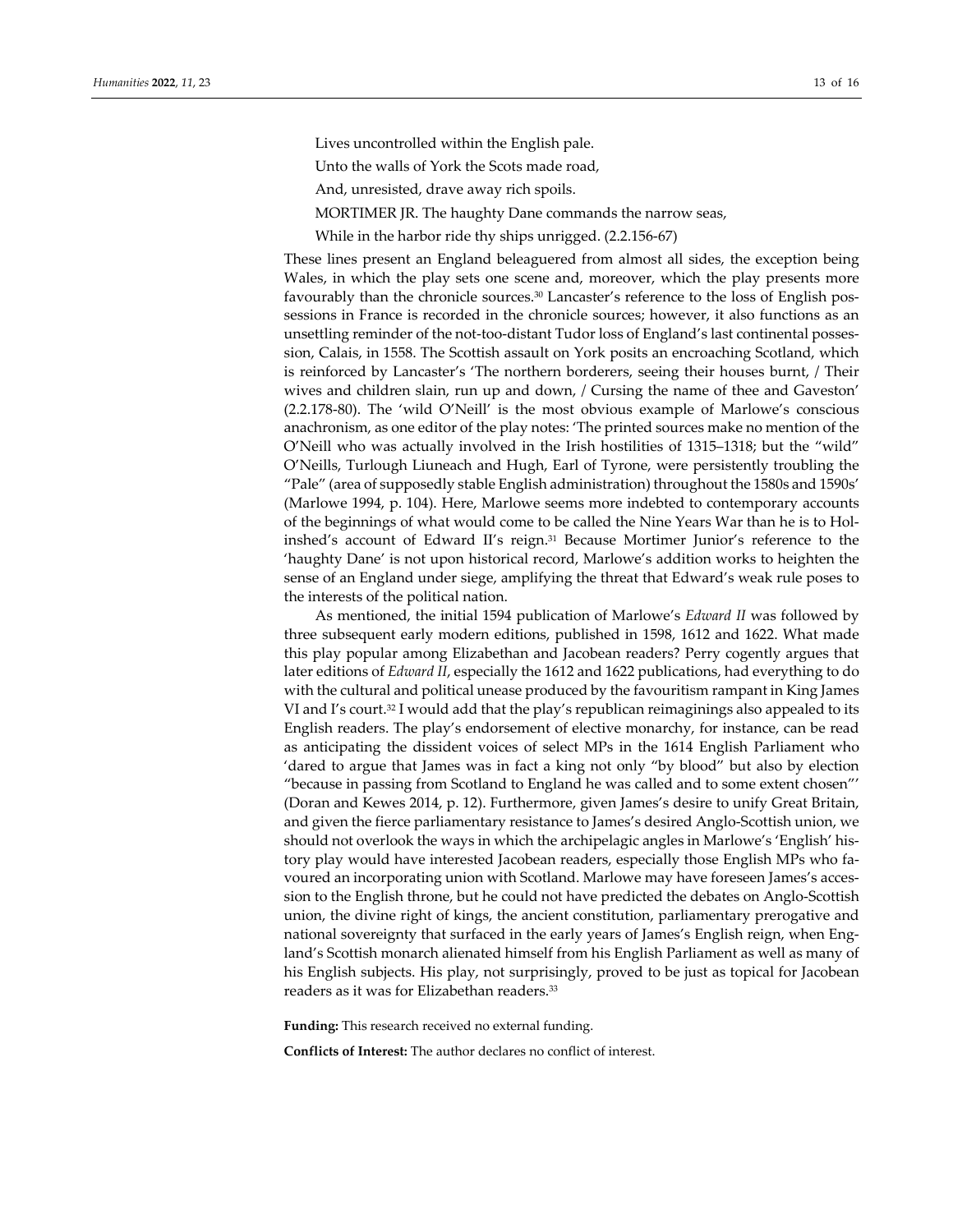Lives uncontrolled within the English pale.

Unto the walls of York the Scots made road,

And, unresisted, drave away rich spoils.

MORTIMER JR. The haughty Dane commands the narrow seas,

While in the harbor ride thy ships unrigged. (2.2.156-67)

These lines present an England beleaguered from almost all sides, the exception being Wales, in which the play sets one scene and, moreover, which the play presents more favourably than the chronicle sources.[30] Lancaster's reference to the loss of English possessions in France is recorded in the chronicle sources; however, it also functions as an unsettling reminder of the not-too-distant Tudor loss of England's last continental possession, Calais, in 1558. The Scottish assault on York posits an encroaching Scotland, which is reinforced by Lancaster's 'The northern borderers, seeing their houses burnt, / Their wives and children slain, run up and down, / Cursing the name of thee and Gaveston' (2.2.178-80). The 'wild O'Neill' is the most obvious example of Marlowe's conscious anachronism, as one editor of the play notes: 'The printed sources make no mention of the O'Neill who was actually involved in the Irish hostilities of 1315–1318; but the "wild" O'Neills, Turlough Liuneach and Hugh, Earl of Tyrone, were persistently troubling the "Pale" (area of supposedly stable English administration) throughout the 1580s and 1590s' (Marlowe 1994, p. 104). Here, Marlowe seems more indebted to contemporary accounts of the beginnings of what would come to be called the Nine Years War than he is to Holinshed's account of Edward II's reign.[31] Because Mortimer Junior's reference to the 'haughty Dane' is not upon historical record, Marlowe's addition works to heighten the sense of an England under siege, amplifying the threat that Edward's weak rule poses to the interests of the political nation.

As mentioned, the initial 1594 publication of Marlowe's *Edward II* was followed by three subsequent early modern editions, published in 1598, 1612 and 1622. What made this play popular among Elizabethan and Jacobean readers? Perry cogently argues that later editions of *Edward II*, especially the 1612 and 1622 publications, had everything to do with the cultural and political unease produced by the favouritism rampant in King James VI and I's court.[32] I would add that the play's republican reimaginings also appealed to its English readers. The play's endorsement of elective monarchy, for instance, can be read as anticipating the dissident voices of select MPs in the 1614 English Parliament who 'dared to argue that James was in fact a king not only "by blood" but also by election "because in passing from Scotland to England he was called and to some extent chosen"' (Doran and Kewes 2014, p. 12). Furthermore, given James's desire to unify Great Britain, and given the fierce parliamentary resistance to James's desired Anglo-Scottish union, we should not overlook the ways in which the archipelagic angles in Marlowe's 'English' history play would have interested Jacobean readers, especially those English MPs who favoured an incorporating union with Scotland. Marlowe may have foreseen James's accession to the English throne, but he could not have predicted the debates on Anglo-Scottish union, the divine right of kings, the ancient constitution, parliamentary prerogative and national sovereignty that surfaced in the early years of James's English reign, when England's Scottish monarch alienated himself from his English Parliament as well as many of his English subjects. His play, not surprisingly, proved to be just as topical for Jacobean readers as it was for Elizabethan readers.[33]

**Funding:** This research received no external funding.

**Conflicts of Interest:** The author declares no conflict of interest.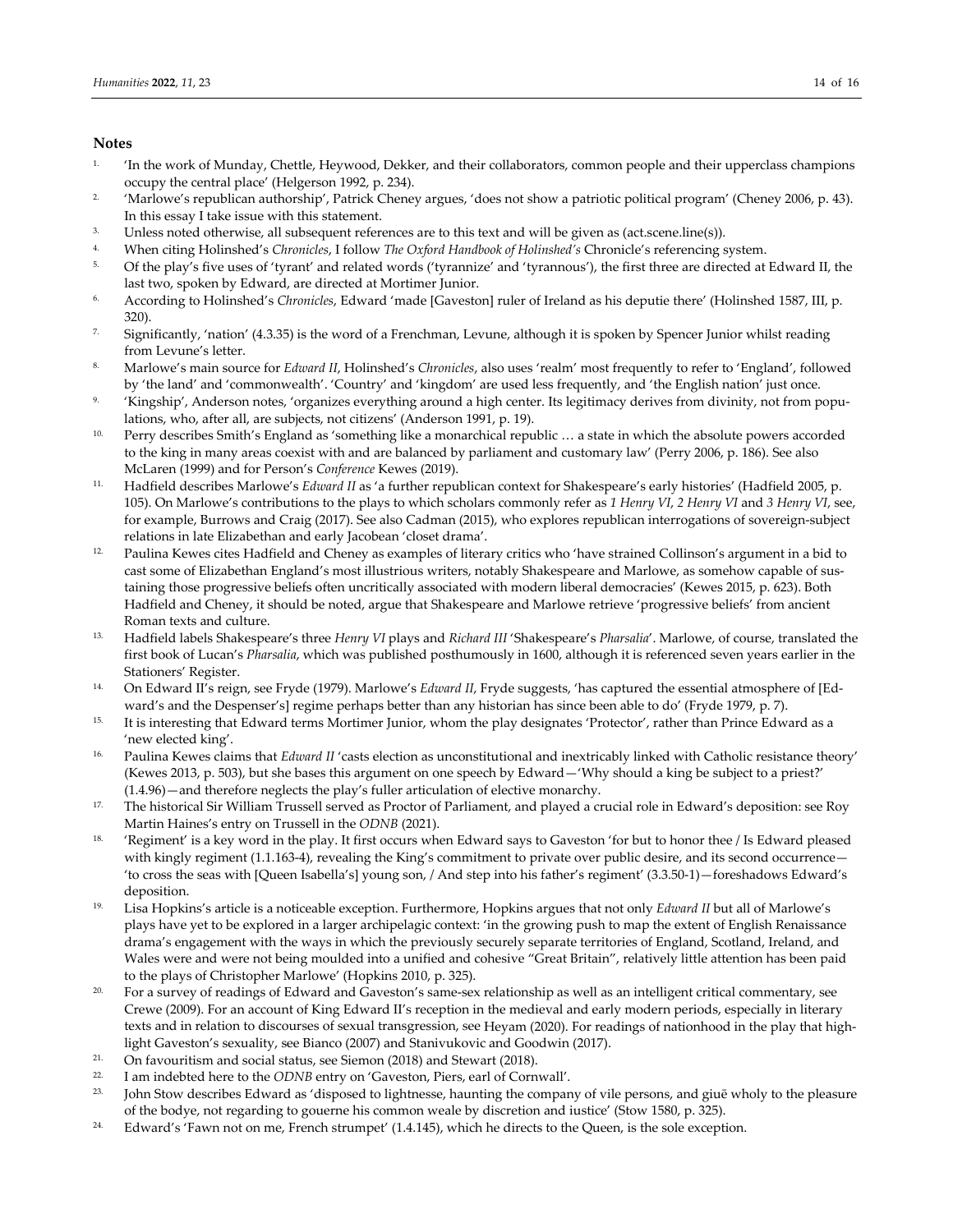## Notes

1. 'In the work of Munday, Chettle, Heywood, Dekker, and their collaborators, common people and their upperclass champions occupy the central place' (Helgerson 1992, p. 234).
2. 'Marlowe's republican authorship', Patrick Cheney argues, 'does not show a patriotic political program' (Cheney 2006, p. 43). In this essay I take issue with this statement.
3. Unless noted otherwise, all subsequent references are to this text and will be given as (act.scene.line(s)).
4. When citing Holinshed's *Chronicles*, I follow *The Oxford Handbook of Holinshed's* Chronicle's referencing system.
5. Of the play's five uses of 'tyrant' and related words ('tyrannize' and 'tyrannous'), the first three are directed at Edward II, the last two, spoken by Edward, are directed at Mortimer Junior.
6. According to Holinshed's *Chronicles*, Edward 'made [Gaveston] ruler of Ireland as his deputie there' (Holinshed 1587, III, p. 320).
7. Significantly, 'nation' (4.3.35) is the word of a Frenchman, Levune, although it is spoken by Spencer Junior whilst reading from Levune's letter.
8. Marlowe's main source for *Edward II*, Holinshed's *Chronicles*, also uses 'realm' most frequently to refer to 'England', followed by 'the land' and 'commonwealth'. 'Country' and 'kingdom' are used less frequently, and 'the English nation' just once.
9. 'Kingship', Anderson notes, 'organizes everything around a high center. Its legitimacy derives from divinity, not from populations, who, after all, are subjects, not citizens' (Anderson 1991, p. 19).
10. Perry describes Smith's England as 'something like a monarchical republic … a state in which the absolute powers accorded to the king in many areas coexist with and are balanced by parliament and customary law' (Perry 2006, p. 186). See also McLaren (1999) and for Person's *Conference* Kewes (2019).
11. Hadfield describes Marlowe's *Edward II* as 'a further republican context for Shakespeare's early histories' (Hadfield 2005, p. 105). On Marlowe's contributions to the plays to which scholars commonly refer as *1 Henry VI*, *2 Henry VI* and *3 Henry VI*, see, for example, Burrows and Craig (2017). See also Cadman (2015), who explores republican interrogations of sovereign-subject relations in late Elizabethan and early Jacobean 'closet drama'.
12. Paulina Kewes cites Hadfield and Cheney as examples of literary critics who 'have strained Collinson's argument in a bid to cast some of Elizabethan England's most illustrious writers, notably Shakespeare and Marlowe, as somehow capable of sustaining those progressive beliefs often uncritically associated with modern liberal democracies' (Kewes 2015, p. 623). Both Hadfield and Cheney, it should be noted, argue that Shakespeare and Marlowe retrieve 'progressive beliefs' from ancient Roman texts and culture.
13. Hadfield labels Shakespeare's three *Henry VI* plays and *Richard III* 'Shakespeare's *Pharsalia*'. Marlowe, of course, translated the first book of Lucan's *Pharsalia*, which was published posthumously in 1600, although it is referenced seven years earlier in the Stationers' Register.
14. On Edward II's reign, see Fryde (1979). Marlowe's *Edward II*, Fryde suggests, 'has captured the essential atmosphere of [Edward's and the Despenser's] regime perhaps better than any historian has since been able to do' (Fryde 1979, p. 7).
15. It is interesting that Edward terms Mortimer Junior, whom the play designates 'Protector', rather than Prince Edward as a 'new elected king'.
16. Paulina Kewes claims that *Edward II* 'casts election as unconstitutional and inextricably linked with Catholic resistance theory' (Kewes 2013, p. 503), but she bases this argument on one speech by Edward—'Why should a king be subject to a priest?' (1.4.96)—and therefore neglects the play's fuller articulation of elective monarchy.
17. The historical Sir William Trussell served as Proctor of Parliament, and played a crucial role in Edward's deposition: see Roy Martin Haines's entry on Trussell in the *ODNB* (2021).
18. 'Regiment' is a key word in the play. It first occurs when Edward says to Gaveston 'for but to honor thee / Is Edward pleased with kingly regiment (1.1.163-4), revealing the King's commitment to private over public desire, and its second occurrence—'to cross the seas with [Queen Isabella's] young son, / And step into his father's regiment' (3.3.50-1)—foreshadows Edward's deposition.
19. Lisa Hopkins's article is a noticeable exception. Furthermore, Hopkins argues that not only *Edward II* but all of Marlowe's plays have yet to be explored in a larger archipelagic context: 'in the growing push to map the extent of English Renaissance drama's engagement with the ways in which the previously securely separate territories of England, Scotland, Ireland, and Wales were and were not being moulded into a unified and cohesive "Great Britain", relatively little attention has been paid to the plays of Christopher Marlowe' (Hopkins 2010, p. 325).
20. For a survey of readings of Edward and Gaveston's same-sex relationship as well as an intelligent critical commentary, see Crewe (2009). For an account of King Edward II's reception in the medieval and early modern periods, especially in literary texts and in relation to discourses of sexual transgression, see Heyam (2020). For readings of nationhood in the play that highlight Gaveston's sexuality, see Bianco (2007) and Stanivukovic and Goodwin (2017).
21. On favouritism and social status, see Siemon (2018) and Stewart (2018).
22. I am indebted here to the *ODNB* entry on 'Gaveston, Piers, earl of Cornwall'.
23. John Stow describes Edward as 'disposed to lightnesse, haunting the company of vile persons, and giuē wholy to the pleasure of the bodye, not regarding to gouerne his common weale by discretion and iustice' (Stow 1580, p. 325).
24. Edward's 'Fawn not on me, French strumpet' (1.4.145), which he directs to the Queen, is the sole exception.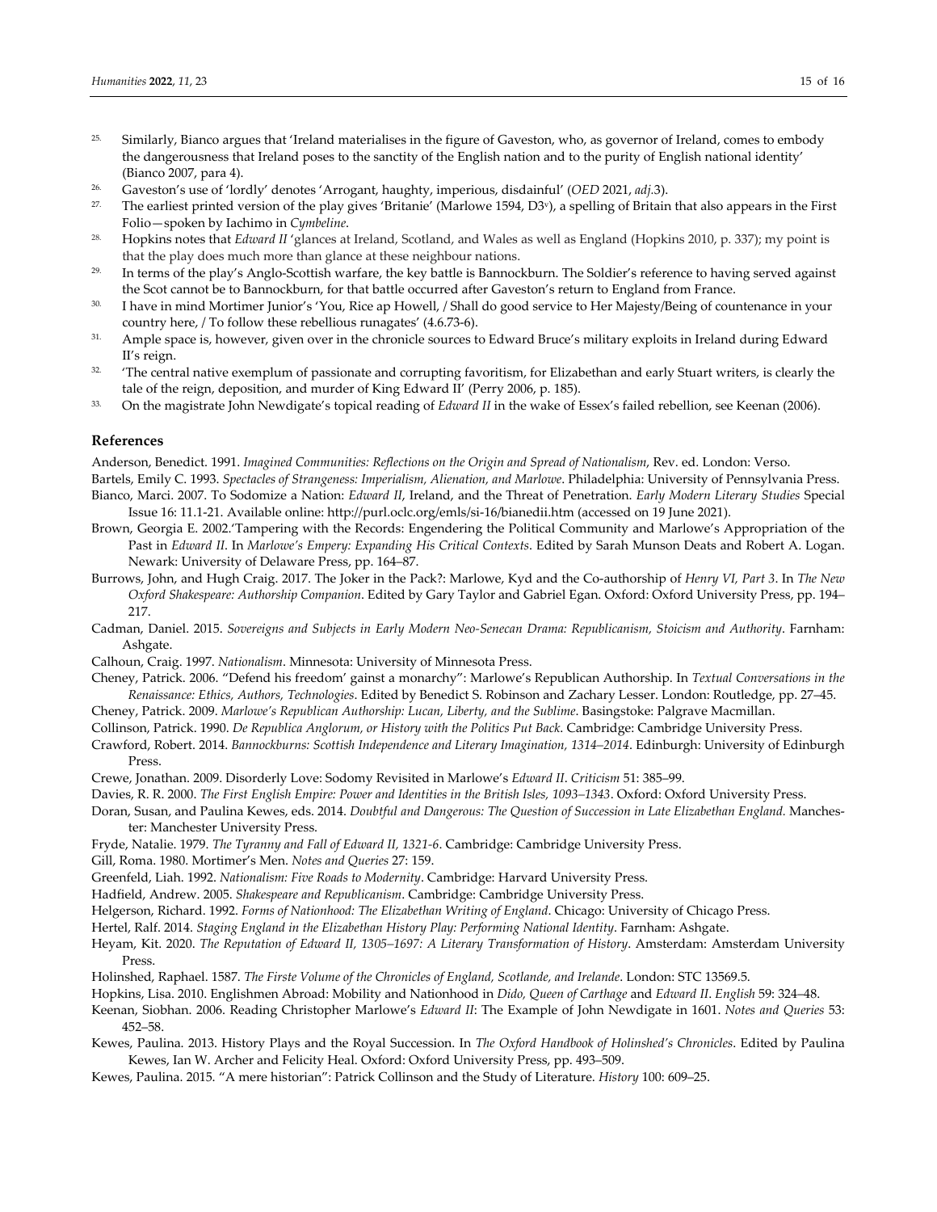25. Similarly, Bianco argues that 'Ireland materialises in the figure of Gaveston, who, as governor of Ireland, comes to embody the dangerousness that Ireland poses to the sanctity of the English nation and to the purity of English national identity' (Bianco 2007, para 4).
26. Gaveston's use of 'lordly' denotes 'Arrogant, haughty, imperious, disdainful' (*OED* 2021, *adj.*3).
27. The earliest printed version of the play gives 'Britanie' (Marlowe 1594, D3v), a spelling of Britain that also appears in the First Folio—spoken by Iachimo in *Cymbeline*.
28. Hopkins notes that *Edward II* 'glances at Ireland, Scotland, and Wales as well as England (Hopkins 2010, p. 337); my point is that the play does much more than glance at these neighbour nations.
29. In terms of the play's Anglo-Scottish warfare, the key battle is Bannockburn. The Soldier's reference to having served against the Scot cannot be to Bannockburn, for that battle occurred after Gaveston's return to England from France.
30. I have in mind Mortimer Junior's 'You, Rice ap Howell, / Shall do good service to Her Majesty/Being of countenance in your country here, / To follow these rebellious runagates' (4.6.73-6).
31. Ample space is, however, given over in the chronicle sources to Edward Bruce's military exploits in Ireland during Edward II's reign.
32. 'The central native exemplum of passionate and corrupting favoritism, for Elizabethan and early Stuart writers, is clearly the tale of the reign, deposition, and murder of King Edward II' (Perry 2006, p. 185).
33. On the magistrate John Newdigate's topical reading of *Edward II* in the wake of Essex's failed rebellion, see Keenan (2006).

## References

Anderson, Benedict. 1991. *Imagined Communities: Reflections on the Origin and Spread of Nationalism*, Rev. ed. London: Verso.

Bartels, Emily C. 1993. *Spectaclos of Strangeness: Imperialism, Alienation, and Marlowe*. Philadelphia: University of Pennsylvania Press.

Bianco, Marci. 2007. To Sodomize a Nation: *Edward II*, Ireland, and the Threat of Penetration. *Early Modern Literary Studies* Special Issue 16: 11.1-21. Available online: http://purl.oclc.org/emls/si-16/bianedii.htm (accessed on 19 June 2021).

Brown, Georgia E. 2002.'Tampering with the Records: Engendering the Political Community and Marlowe's Appropriation of the Past in *Edward II*. In *Marlowe's Empery: Expanding His Critical Contexts*. Edited by Sarah Munson Deats and Robert A. Logan. Newark: University of Delaware Press, pp. 164–87.

Burrows, John, and Hugh Craig. 2017. The Joker in the Pack?: Marlowe, Kyd and the Co-authorship of *Henry VI, Part 3*. In *The New Oxford Shakespeare: Authorship Companion*. Edited by Gary Taylor and Gabriel Egan. Oxford: Oxford University Press, pp. 194–217.

Cadman, Daniel. 2015. *Sovereigns and Subjects in Early Modern Neo-Senecan Drama: Republicanism, Stoicism and Authority*. Farnham: Ashgate.

Calhoun, Craig. 1997. *Nationalism*. Minnesota: University of Minnesota Press.

Cheney, Patrick. 2006. "Defend his freedom' gainst a monarchy": Marlowe's Republican Authorship. In *Textual Conversations in the Renaissance: Ethics, Authors, Technologies*. Edited by Benedict S. Robinson and Zachary Lesser. London: Routledge, pp. 27–45.

Cheney, Patrick. 2009. *Marlowe's Republican Authorship: Lucan, Liberty, and the Sublime*. Basingstoke: Palgrave Macmillan.

Collinson, Patrick. 1990. *De Republica Anglorum, or History with the Politics Put Back*. Cambridge: Cambridge University Press.

Crawford, Robert. 2014. *Bannockburns: Scottish Independence and Literary Imagination, 1314–2014*. Edinburgh: University of Edinburgh Press.

Crewe, Jonathan. 2009. Disorderly Love: Sodomy Revisited in Marlowe's *Edward II*. *Criticism* 51: 385–99.

Davies, R. R. 2000. *The First English Empire: Power and Identities in the British Isles, 1093–1343*. Oxford: Oxford University Press.

Doran, Susan, and Paulina Kewes, eds. 2014. *Doubtful and Dangerous: The Question of Succession in Late Elizabethan England*. Manchester: Manchester University Press.

Fryde, Natalie. 1979. *The Tyranny and Fall of Edward II, 1321-6*. Cambridge: Cambridge University Press.

Gill, Roma. 1980. Mortimer's Men. *Notes and Queries* 27: 159.

Greenfeld, Liah. 1992. *Nationalism: Five Roads to Modernity*. Cambridge: Harvard University Press.

Hadfield, Andrew. 2005. *Shakespeare and Republicanism*. Cambridge: Cambridge University Press.

Helgerson, Richard. 1992. *Forms of Nationhood: The Elizabethan Writing of England*. Chicago: University of Chicago Press.

Hertel, Ralf. 2014. *Staging England in the Elizabethan History Play: Performing National Identity*. Farnham: Ashgate.

Heyam, Kit. 2020. *The Reputation of Edward II, 1305–1697: A Literary Transformation of History*. Amsterdam: Amsterdam University Press.

Holinshed, Raphael. 1587. *The Firste Volume of the Chronicles of England, Scotlande, and Irelande*. London: STC 13569.5.

Hopkins, Lisa. 2010. Englishmen Abroad: Mobility and Nationhood in *Dido, Queen of Carthage* and *Edward II*. *English* 59: 324–48.

Keenan, Siobhan. 2006. Reading Christopher Marlowe's *Edward II*: The Example of John Newdigate in 1601. *Notes and Queries* 53: 452–58.

Kewes, Paulina. 2013. History Plays and the Royal Succession. In *The Oxford Handbook of Holinshed's Chronicles*. Edited by Paulina Kewes, Ian W. Archer and Felicity Heal. Oxford: Oxford University Press, pp. 493–509.

Kewes, Paulina. 2015. "A mere historian": Patrick Collinson and the Study of Literature. *History* 100: 609–25.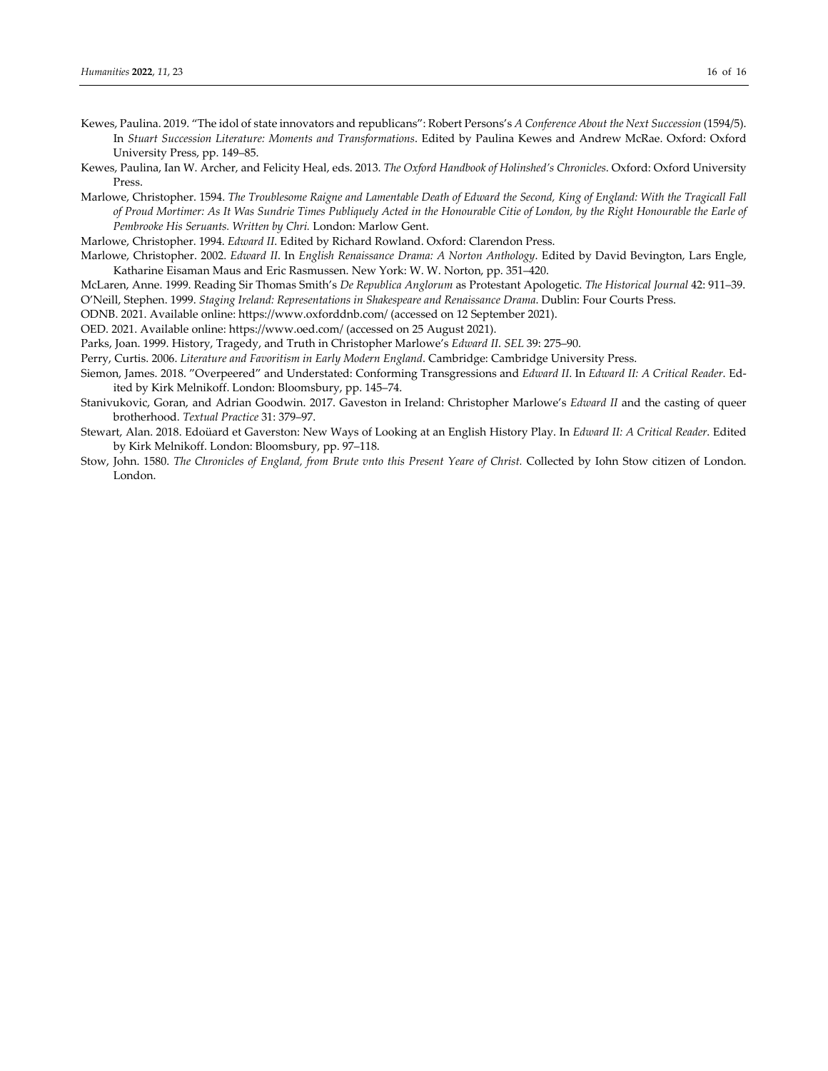Kewes, Paulina. 2019. "The idol of state innovators and republicans": Robert Persons's *A Conference About the Next Succession* (1594/5). In *Stuart Succession Literature: Moments and Transformations*. Edited by Paulina Kewes and Andrew McRae. Oxford: Oxford University Press, pp. 149–85.

Kewes, Paulina, Ian W. Archer, and Felicity Heal, eds. 2013. *The Oxford Handbook of Holinshed's Chronicles*. Oxford: Oxford University Press.

Marlowe, Christopher. 1594. *The Troublesome Raigne and Lamentable Death of Edward the Second, King of England: With the Tragicall Fall of Proud Mortimer: As It Was Sundrie Times Publiquely Acted in the Honourable Citie of London, by the Right Honourable the Earle of Pembrooke His Seruants. Written by Chri.* London: Marlow Gent.

Marlowe, Christopher. 1994. *Edward II*. Edited by Richard Rowland. Oxford: Clarendon Press.

Marlowe, Christopher. 2002. *Edward II*. In *English Renaissance Drama: A Norton Anthology*. Edited by David Bevington, Lars Engle, Katharine Eisaman Maus and Eric Rasmussen. New York: W. W. Norton, pp. 351–420.

McLaren, Anne. 1999. Reading Sir Thomas Smith's *De Republica Anglorum* as Protestant Apologetic. *The Historical Journal* 42: 911–39.

O'Neill, Stephen. 1999. *Staging Ireland: Representations in Shakespeare and Renaissance Drama*. Dublin: Four Courts Press.

ODNB. 2021. Available online: https://www.oxforddnb.com/ (accessed on 12 September 2021).

OED. 2021. Available online: https://www.oed.com/ (accessed on 25 August 2021).

Parks, Joan. 1999. History, Tragedy, and Truth in Christopher Marlowe's *Edward II*. *SEL* 39: 275–90.

Perry, Curtis. 2006. *Literature and Favoritism in Early Modern England*. Cambridge: Cambridge University Press.

Siemon, James. 2018. "Overpeered" and Understated: Conforming Transgressions and *Edward II*. In *Edward II: A Critical Reader*. Edited by Kirk Melnikoff. London: Bloomsbury, pp. 145–74.

Stanivukovic, Goran, and Adrian Goodwin. 2017. Gaveston in Ireland: Christopher Marlowe's *Edward II* and the casting of queer brotherhood. *Textual Practice* 31: 379–97.

Stewart, Alan. 2018. Edoüard et Gaverston: New Ways of Looking at an English History Play. In *Edward II: A Critical Reader*. Edited by Kirk Melnikoff. London: Bloomsbury, pp. 97–118.

Stow, John. 1580. *The Chronicles of England, from Brute vnto this Present Yeare of Christ.* Collected by Iohn Stow citizen of London. London.